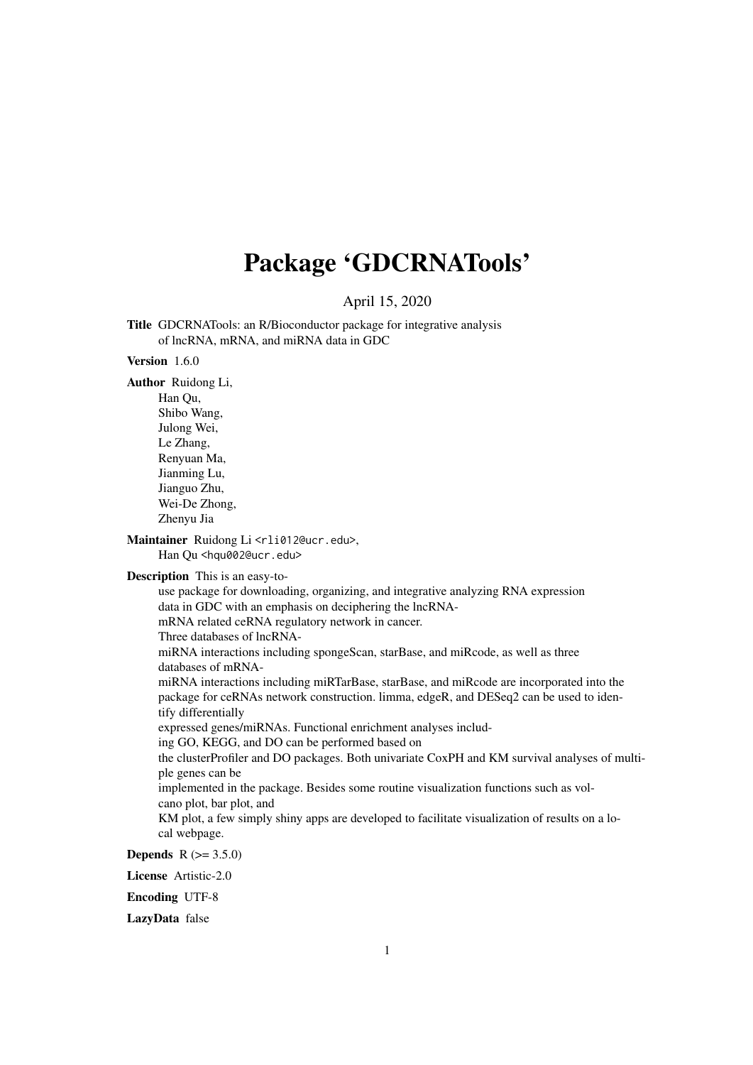# Package 'GDCRNATools'

April 15, 2020

**Title** GDCRNATools: an R/Bioconductor package for integrative analysis of lncRNA, mRNA, and miRNA data in GDC

**Version** 1.6.0

**Author** Ruidong Li,
Han Qu,
Shibo Wang,
Julong Wei,
Le Zhang,
Renyuan Ma,
Jianming Lu,
Jianguo Zhu,
Wei-De Zhong,
Zhenyu Jia

**Maintainer** Ruidong Li <rli012@ucr.edu>,
Han Qu <hqu002@ucr.edu>

**Description** This is an easy-to-use package for downloading, organizing, and integrative analyzing RNA expression data in GDC with an emphasis on deciphering the lncRNA-mRNA related ceRNA regulatory network in cancer.
Three databases of lncRNA-miRNA interactions including spongeScan, starBase, and miRcode, as well as three databases of mRNA-miRNA interactions including miRTarBase, starBase, and miRcode are incorporated into the package for ceRNAs network construction. limma, edgeR, and DESeq2 can be used to identify differentially expressed genes/miRNAs. Functional enrichment analyses including GO, KEGG, and DO can be performed based on the clusterProfiler and DO packages. Both univariate CoxPH and KM survival analyses of multiple genes can be implemented in the package. Besides some routine visualization functions such as volcano plot, bar plot, and KM plot, a few simply shiny apps are developed to facilitate visualization of results on a local webpage.

**Depends** R (>= 3.5.0)

**License** Artistic-2.0

**Encoding** UTF-8

**LazyData** false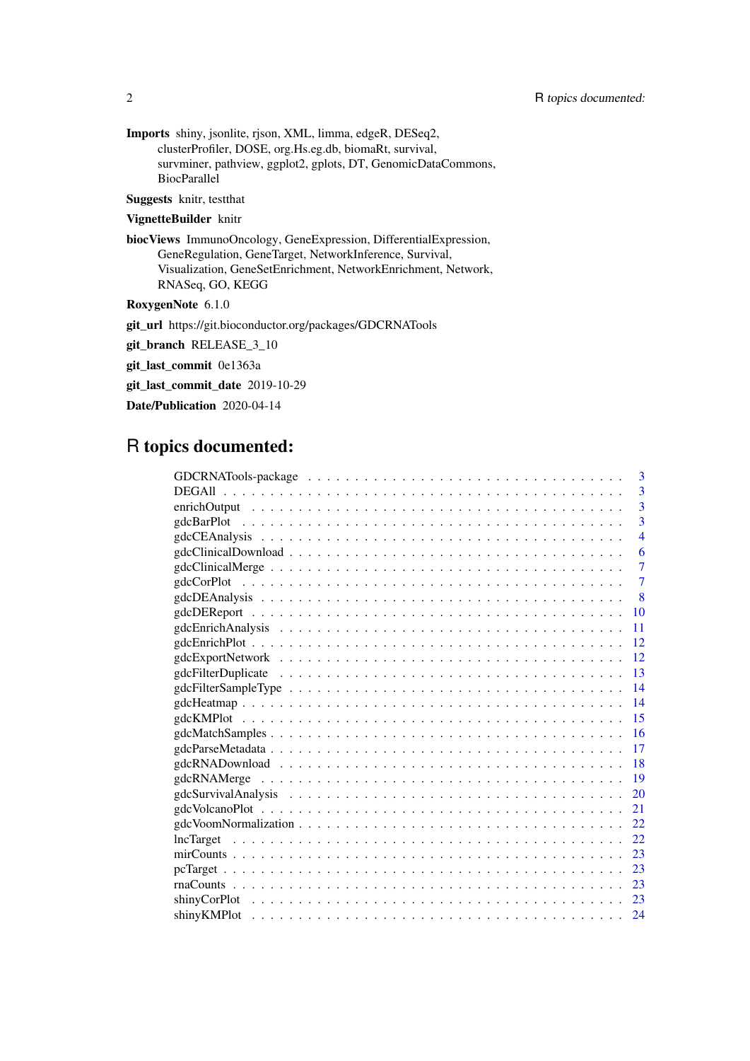**Imports** shiny, jsonlite, rjson, XML, limma, edgeR, DESeq2, clusterProfiler, DOSE, org.Hs.eg.db, biomaRt, survival, survminer, pathview, ggplot2, gplots, DT, GenomicDataCommons, BiocParallel

**Suggests** knitr, testthat

**VignetteBuilder** knitr

**biocViews** ImmunoOncology, GeneExpression, DifferentialExpression, GeneRegulation, GeneTarget, NetworkInference, Survival, Visualization, GeneSetEnrichment, NetworkEnrichment, Network, RNASeq, GO, KEGG

**RoxygenNote** 6.1.0

**git_url** https://git.bioconductor.org/packages/GDCRNATools

**git_branch** RELEASE_3_10

**git_last_commit** 0e1363a

**git_last_commit_date** 2019-10-29

**Date/Publication** 2020-04-14

# R topics documented:

| | |
|---|---|
| GDCRNATools-package | 3 |
| DEGAll | 3 |
| enrichOutput | 3 |
| gdcBarPlot | 3 |
| gdcCEAnalysis | 4 |
| gdcClinicalDownload | 6 |
| gdcClinicalMerge | 7 |
| gdcCorPlot | 7 |
| gdcDEAnalysis | 8 |
| gdcDEReport | 10 |
| gdcEnrichAnalysis | 11 |
| gdcEnrichPlot | 12 |
| gdcExportNetwork | 12 |
| gdcFilterDuplicate | 13 |
| gdcFilterSampleType | 14 |
| gdcHeatmap | 14 |
| gdcKMPlot | 15 |
| gdcMatchSamples | 16 |
| gdcParseMetadata | 17 |
| gdcRNADownload | 18 |
| gdcRNAMerge | 19 |
| gdcSurvivalAnalysis | 20 |
| gdcVolcanoPlot | 21 |
| gdcVoomNormalization | 22 |
| lncTarget | 22 |
| mirCounts | 23 |
| pcTarget | 23 |
| rnaCounts | 23 |
| shinyCorPlot | 23 |
| shinyKMPlot | 24 |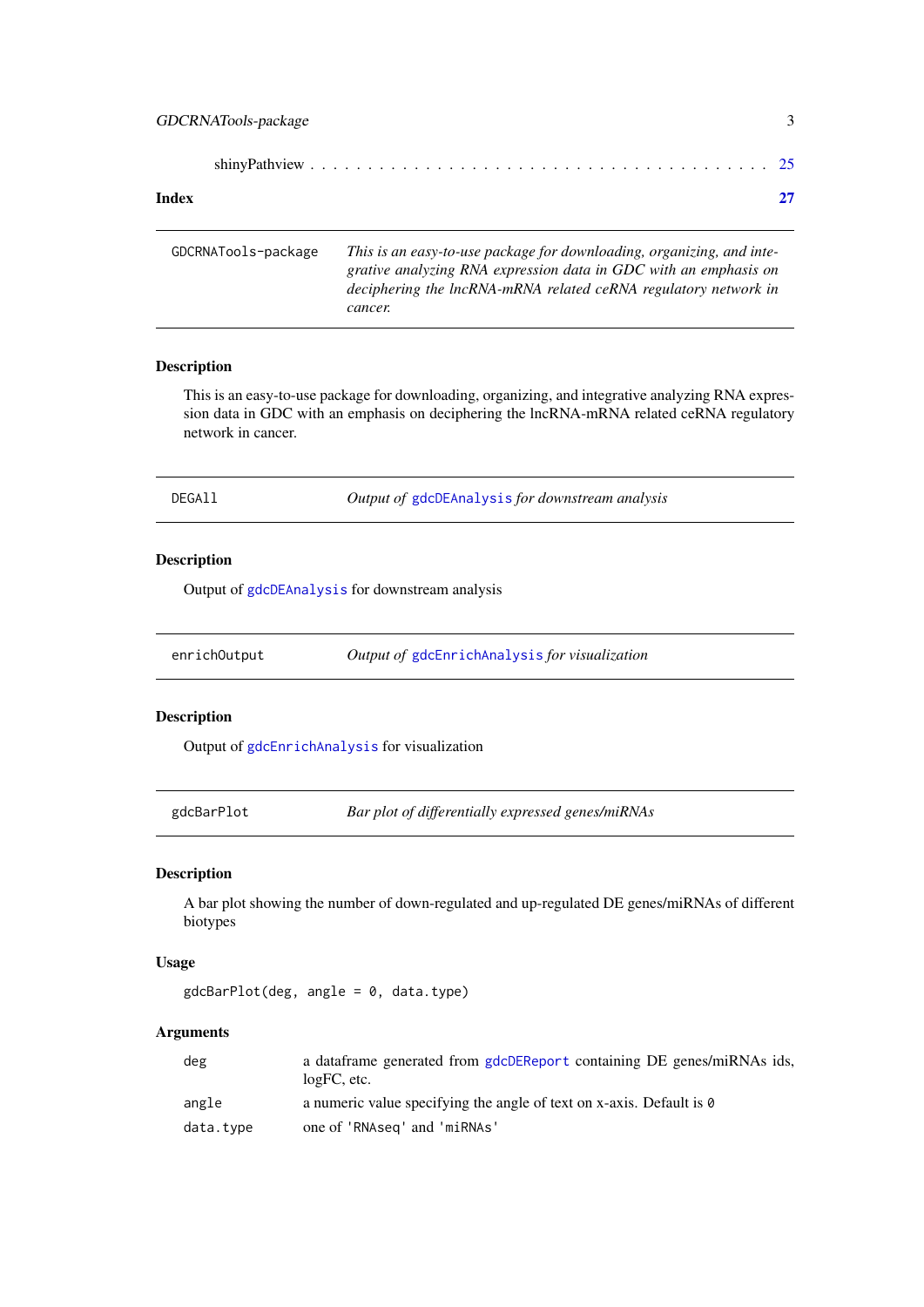shinyPathview . . . . . . . . . . . . . . . . . . . . . . . . . . . . . . . . . . . . . . 25

**Index** **27**

---

GDCRNATools-package    *This is an easy-to-use package for downloading, organizing, and integrative analyzing RNA expression data in GDC with an emphasis on deciphering the lncRNA-mRNA related ceRNA regulatory network in cancer.*

---

### Description

This is an easy-to-use package for downloading, organizing, and integrative analyzing RNA expression data in GDC with an emphasis on deciphering the lncRNA-mRNA related ceRNA regulatory network in cancer.

---

DEGAll    *Output of* `gdcDEAnalysis` *for downstream analysis*

---

### Description

Output of `gdcDEAnalysis` for downstream analysis

---

enrichOutput    *Output of* `gdcEnrichAnalysis` *for visualization*

---

### Description

Output of `gdcEnrichAnalysis` for visualization

---

gdcBarPlot    *Bar plot of differentially expressed genes/miRNAs*

---

### Description

A bar plot showing the number of down-regulated and up-regulated DE genes/miRNAs of different biotypes

### Usage

```
gdcBarPlot(deg, angle = 0, data.type)
```

### Arguments

| | |
|---|---|
| deg | a dataframe generated from `gdcDEReport` containing DE genes/miRNAs ids, logFC, etc. |
| angle | a numeric value specifying the angle of text on x-axis. Default is `0` |
| data.type | one of `'RNAseq'` and `'miRNAs'` |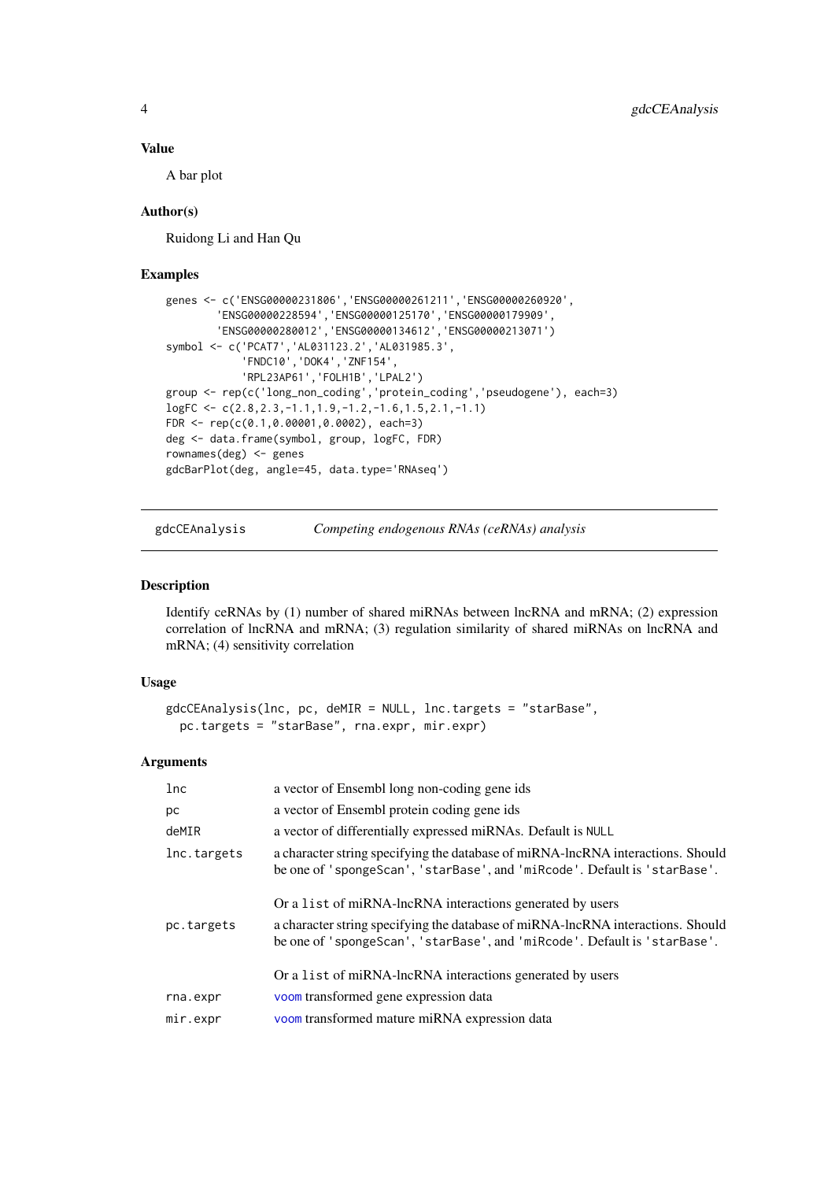### Value

A bar plot

### Author(s)

Ruidong Li and Han Qu

### Examples

```
genes <- c('ENSG00000231806','ENSG00000261211','ENSG00000260920',
        'ENSG00000228594','ENSG00000125170','ENSG00000179909',
        'ENSG00000280012','ENSG00000134612','ENSG00000213071')
symbol <- c('PCAT7','AL031123.2','AL031985.3',
            'FNDC10','DOK4','ZNF154',
            'RPL23AP61','FOLH1B','LPAL2')
group <- rep(c('long_non_coding','protein_coding','pseudogene'), each=3)
logFC <- c(2.8,2.3,-1.1,1.9,-1.2,-1.6,1.5,2.1,-1.1)
FDR <- rep(c(0.1,0.00001,0.0002), each=3)
deg <- data.frame(symbol, group, logFC, FDR)
rownames(deg) <- genes
gdcBarPlot(deg, angle=45, data.type='RNAseq')
```

---

## gdcCEAnalysis — *Competing endogenous RNAs (ceRNAs) analysis*

### Description

Identify ceRNAs by (1) number of shared miRNAs between lncRNA and mRNA; (2) expression correlation of lncRNA and mRNA; (3) regulation similarity of shared miRNAs on lncRNA and mRNA; (4) sensitivity correlation

### Usage

```
gdcCEAnalysis(lnc, pc, deMIR = NULL, lnc.targets = "starBase",
  pc.targets = "starBase", rna.expr, mir.expr)
```

### Arguments

| | |
|---|---|
| `lnc` | a vector of Ensembl long non-coding gene ids |
| `pc` | a vector of Ensembl protein coding gene ids |
| `deMIR` | a vector of differentially expressed miRNAs. Default is `NULL` |
| `lnc.targets` | a character string specifying the database of miRNA-lncRNA interactions. Should be one of `'spongeScan'`, `'starBase'`, and `'miRcode'`. Default is `'starBase'`. <br><br> Or a `list` of miRNA-lncRNA interactions generated by users |
| `pc.targets` | a character string specifying the database of miRNA-lncRNA interactions. Should be one of `'spongeScan'`, `'starBase'`, and `'miRcode'`. Default is `'starBase'`. <br><br> Or a `list` of miRNA-lncRNA interactions generated by users |
| `rna.expr` | `voom` transformed gene expression data |
| `mir.expr` | `voom` transformed mature miRNA expression data |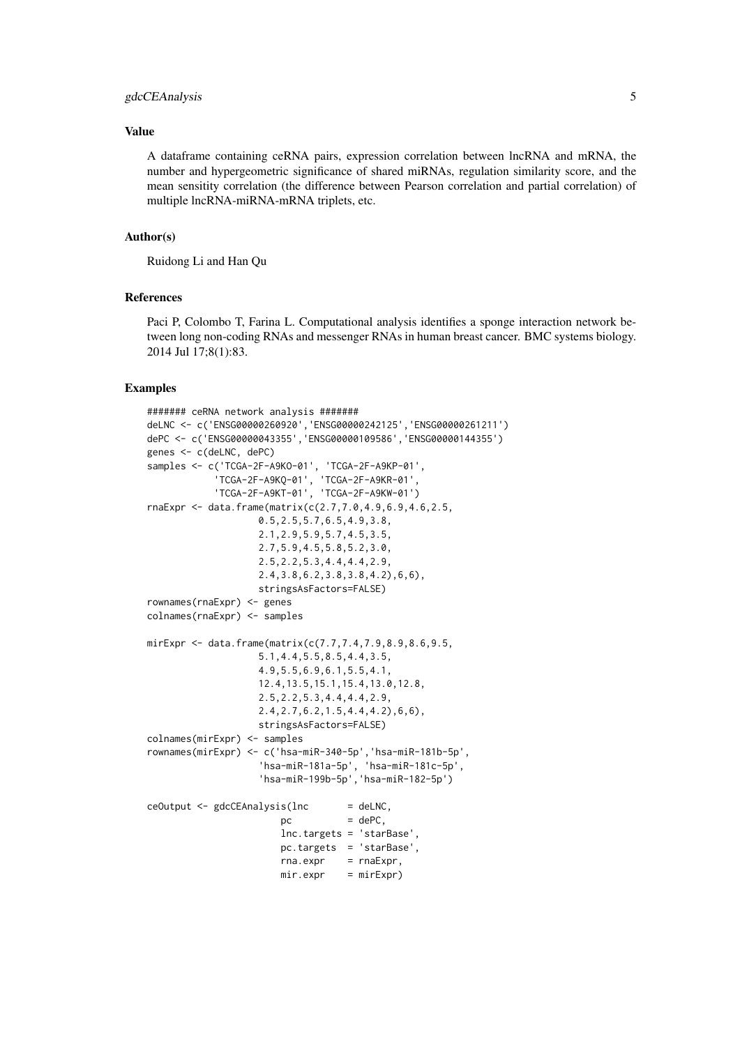## Value

A dataframe containing ceRNA pairs, expression correlation between lncRNA and mRNA, the number and hypergeometric significance of shared miRNAs, regulation similarity score, and the mean sensitity correlation (the difference between Pearson correlation and partial correlation) of multiple lncRNA-miRNA-mRNA triplets, etc.

## Author(s)

Ruidong Li and Han Qu

## References

Paci P, Colombo T, Farina L. Computational analysis identifies a sponge interaction network between long non-coding RNAs and messenger RNAs in human breast cancer. BMC systems biology. 2014 Jul 17;8(1):83.

## Examples

```
####### ceRNA network analysis #######
deLNC <- c('ENSG00000260920','ENSG00000242125','ENSG00000261211')
dePC <- c('ENSG00000043355','ENSG00000109586','ENSG00000144355')
genes <- c(deLNC, dePC)
samples <- c('TCGA-2F-A9KO-01', 'TCGA-2F-A9KP-01',
            'TCGA-2F-A9KQ-01', 'TCGA-2F-A9KR-01',
            'TCGA-2F-A9KT-01', 'TCGA-2F-A9KW-01')
rnaExpr <- data.frame(matrix(c(2.7,7.0,4.9,6.9,4.6,2.5,
                    0.5,2.5,5.7,6.5,4.9,3.8,
                    2.1,2.9,5.9,5.7,4.5,3.5,
                    2.7,5.9,4.5,5.8,5.2,3.0,
                    2.5,2.2,5.3,4.4,4.4,2.9,
                    2.4,3.8,6.2,3.8,3.8,4.2),6,6),
                    stringsAsFactors=FALSE)
rownames(rnaExpr) <- genes
colnames(rnaExpr) <- samples

mirExpr <- data.frame(matrix(c(7.7,7.4,7.9,8.9,8.6,9.5,
                    5.1,4.4,5.5,8.5,4.4,3.5,
                    4.9,5.5,6.9,6.1,5.5,4.1,
                    12.4,13.5,15.1,15.4,13.0,12.8,
                    2.5,2.2,5.3,4.4,4.4,2.9,
                    2.4,2.7,6.2,1.5,4.4,4.2),6,6),
                    stringsAsFactors=FALSE)
colnames(mirExpr) <- samples
rownames(mirExpr) <- c('hsa-miR-340-5p','hsa-miR-181b-5p',
                    'hsa-miR-181a-5p', 'hsa-miR-181c-5p',
                    'hsa-miR-199b-5p','hsa-miR-182-5p')

ceOutput <- gdcCEAnalysis(lnc       = deLNC,
                        pc          = dePC,
                        lnc.targets = 'starBase',
                        pc.targets  = 'starBase',
                        rna.expr    = rnaExpr,
                        mir.expr    = mirExpr)
```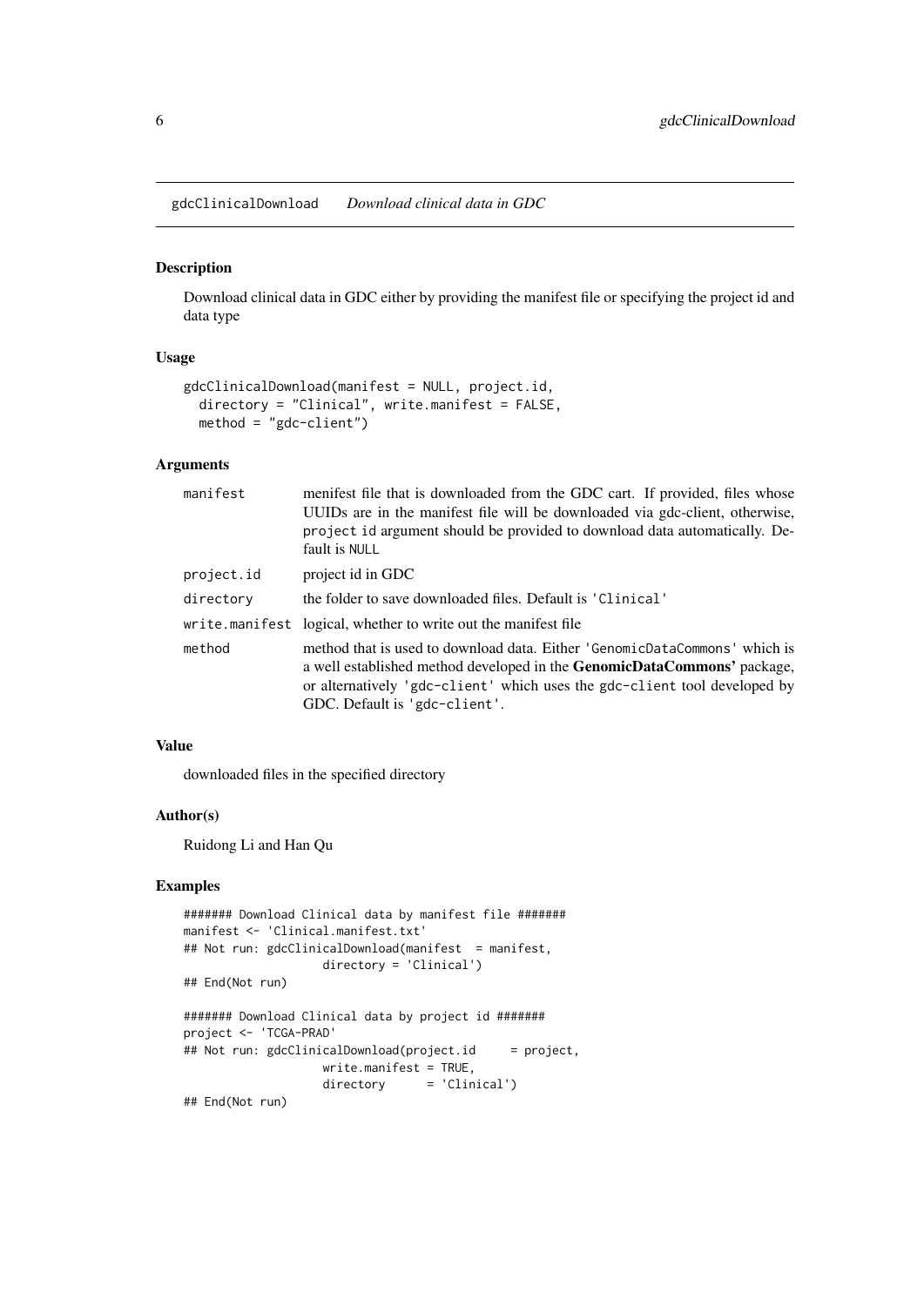# gdcClinicalDownload *Download clinical data in GDC*

## Description

Download clinical data in GDC either by providing the manifest file or specifying the project id and data type

## Usage

```
gdcClinicalDownload(manifest = NULL, project.id,
  directory = "Clinical", write.manifest = FALSE,
  method = "gdc-client")
```

## Arguments

| | |
|---|---|
| `manifest` | menifest file that is downloaded from the GDC cart. If provided, files whose UUIDs are in the manifest file will be downloaded via gdc-client, otherwise, `project id` argument should be provided to download data automatically. Default is `NULL` |
| `project.id` | project id in GDC |
| `directory` | the folder to save downloaded files. Default is `'Clinical'` |
| `write.manifest` | logical, whether to write out the manifest file |
| `method` | method that is used to download data. Either `'GenomicDataCommons'` which is a well established method developed in the **GenomicDataCommons'** package, or alternatively `'gdc-client'` which uses the `gdc-client` tool developed by GDC. Default is `'gdc-client'`. |

## Value

downloaded files in the specified directory

## Author(s)

Ruidong Li and Han Qu

## Examples

```
####### Download Clinical data by manifest file #######
manifest <- 'Clinical.manifest.txt'
## Not run: gdcClinicalDownload(manifest  = manifest,
                    directory = 'Clinical')
## End(Not run)

####### Download Clinical data by project id #######
project <- 'TCGA-PRAD'
## Not run: gdcClinicalDownload(project.id     = project,
                    write.manifest = TRUE,
                    directory      = 'Clinical')
## End(Not run)
```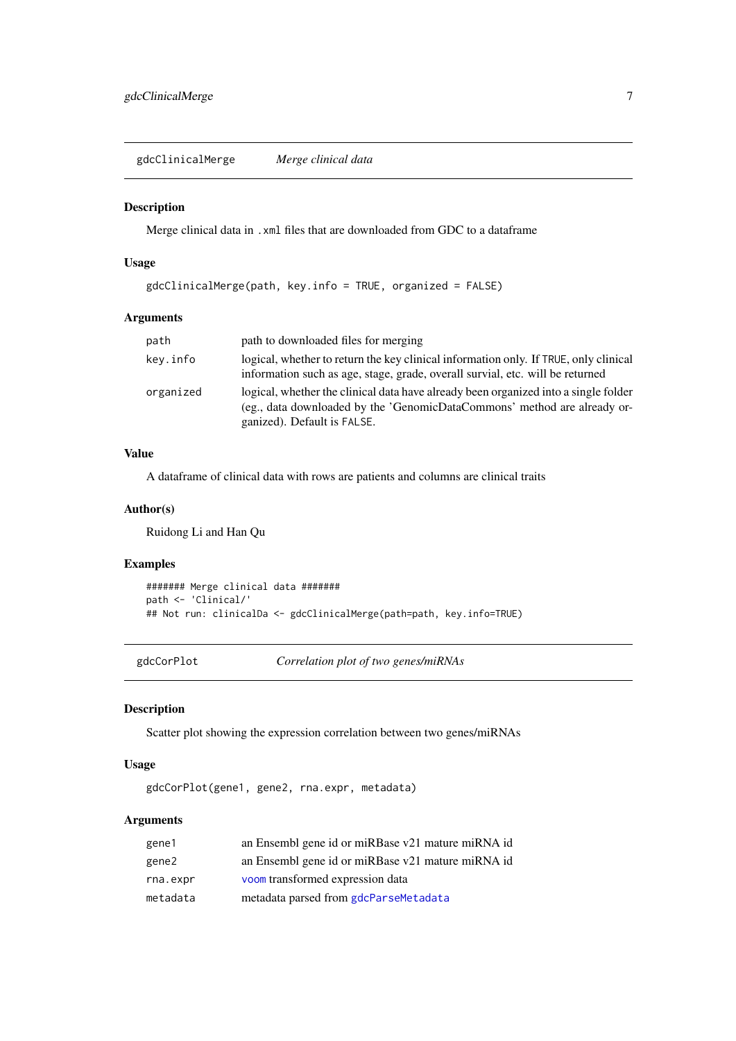## gdcClinicalMerge — *Merge clinical data*

### Description

Merge clinical data in `.xml` files that are downloaded from GDC to a dataframe

### Usage

```
gdcClinicalMerge(path, key.info = TRUE, organized = FALSE)
```

### Arguments

| | |
|---|---|
| `path` | path to downloaded files for merging |
| `key.info` | logical, whether to return the key clinical information only. If `TRUE`, only clinical information such as age, stage, grade, overall survial, etc. will be returned |
| `organized` | logical, whether the clinical data have already been organized into a single folder (eg., data downloaded by the 'GenomicDataCommons' method are already organized). Default is `FALSE`. |

### Value

A dataframe of clinical data with rows are patients and columns are clinical traits

### Author(s)

Ruidong Li and Han Qu

### Examples

```
####### Merge clinical data #######
path <- 'Clinical/'
## Not run: clinicalDa <- gdcClinicalMerge(path=path, key.info=TRUE)
```

## gdcCorPlot — *Correlation plot of two genes/miRNAs*

### Description

Scatter plot showing the expression correlation between two genes/miRNAs

### Usage

```
gdcCorPlot(gene1, gene2, rna.expr, metadata)
```

### Arguments

| | |
|---|---|
| `gene1` | an Ensembl gene id or miRBase v21 mature miRNA id |
| `gene2` | an Ensembl gene id or miRBase v21 mature miRNA id |
| `rna.expr` | `voom` transformed expression data |
| `metadata` | metadata parsed from `gdcParseMetadata` |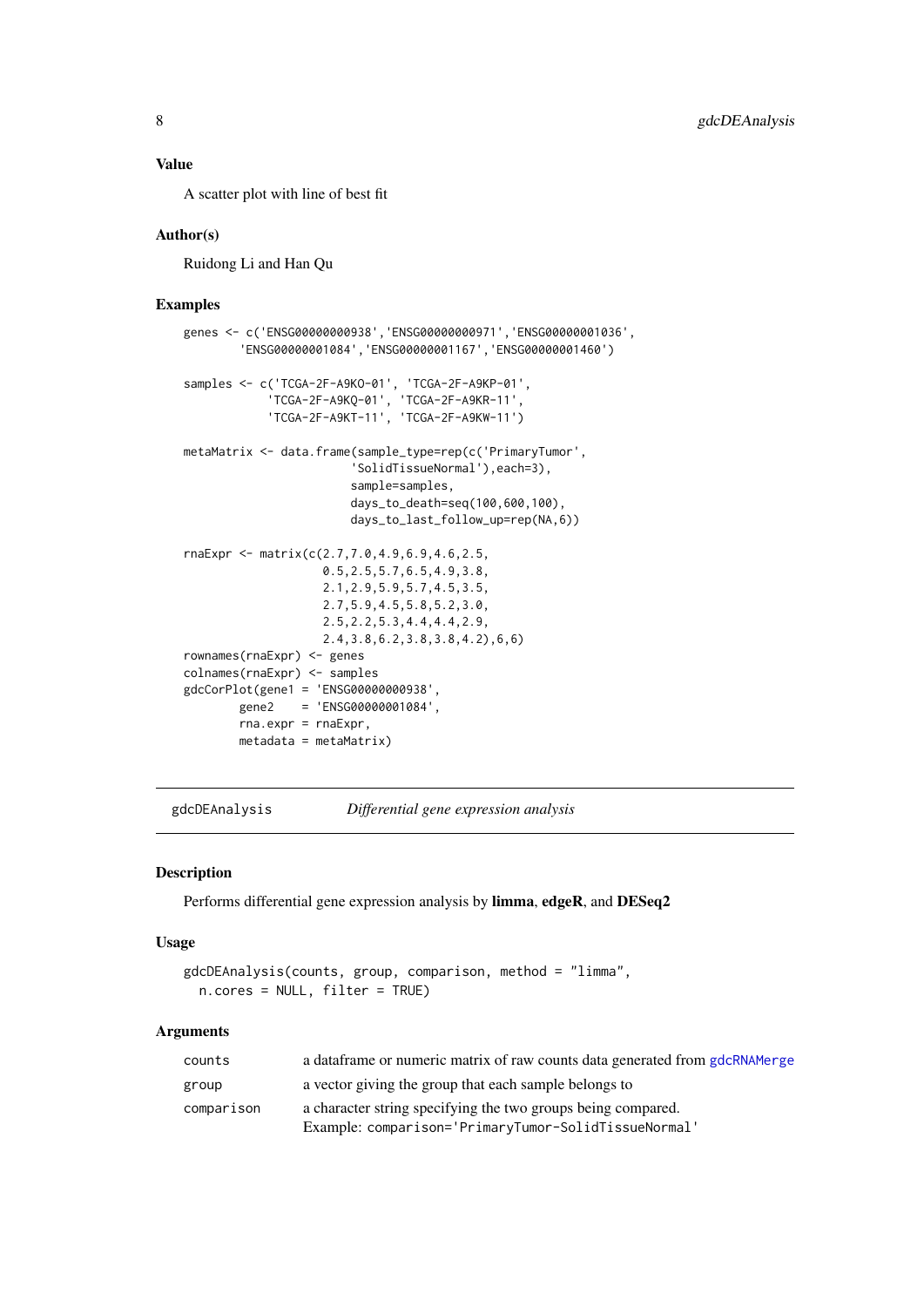### Value

A scatter plot with line of best fit

### Author(s)

Ruidong Li and Han Qu

### Examples

```
genes <- c('ENSG00000000938','ENSG00000000971','ENSG00000001036',
        'ENSG00000001084','ENSG00000001167','ENSG00000001460')

samples <- c('TCGA-2F-A9KO-01', 'TCGA-2F-A9KP-01',
            'TCGA-2F-A9KQ-01', 'TCGA-2F-A9KR-11',
            'TCGA-2F-A9KT-11', 'TCGA-2F-A9KW-11')

metaMatrix <- data.frame(sample_type=rep(c('PrimaryTumor',
                        'SolidTissueNormal'),each=3),
                        sample=samples,
                        days_to_death=seq(100,600,100),
                        days_to_last_follow_up=rep(NA,6))

rnaExpr <- matrix(c(2.7,7.0,4.9,6.9,4.6,2.5,
                    0.5,2.5,5.7,6.5,4.9,3.8,
                    2.1,2.9,5.9,5.7,4.5,3.5,
                    2.7,5.9,4.5,5.8,5.2,3.0,
                    2.5,2.2,5.3,4.4,4.4,2.9,
                    2.4,3.8,6.2,3.8,3.8,4.2),6,6)
rownames(rnaExpr) <- genes
colnames(rnaExpr) <- samples
gdcCorPlot(gene1 = 'ENSG00000000938',
        gene2    = 'ENSG00000001084',
        rna.expr = rnaExpr,
        metadata = metaMatrix)
```

---

## gdcDEAnalysis — *Differential gene expression analysis*

---

### Description

Performs differential gene expression analysis by **limma**, **edgeR**, and **DESeq2**

### Usage

```
gdcDEAnalysis(counts, group, comparison, method = "limma",
  n.cores = NULL, filter = TRUE)
```

### Arguments

| | |
|---|---|
| counts | a dataframe or numeric matrix of raw counts data generated from gdcRNAMerge |
| group | a vector giving the group that each sample belongs to |
| comparison | a character string specifying the two groups being compared. Example: comparison='PrimaryTumor-SolidTissueNormal' |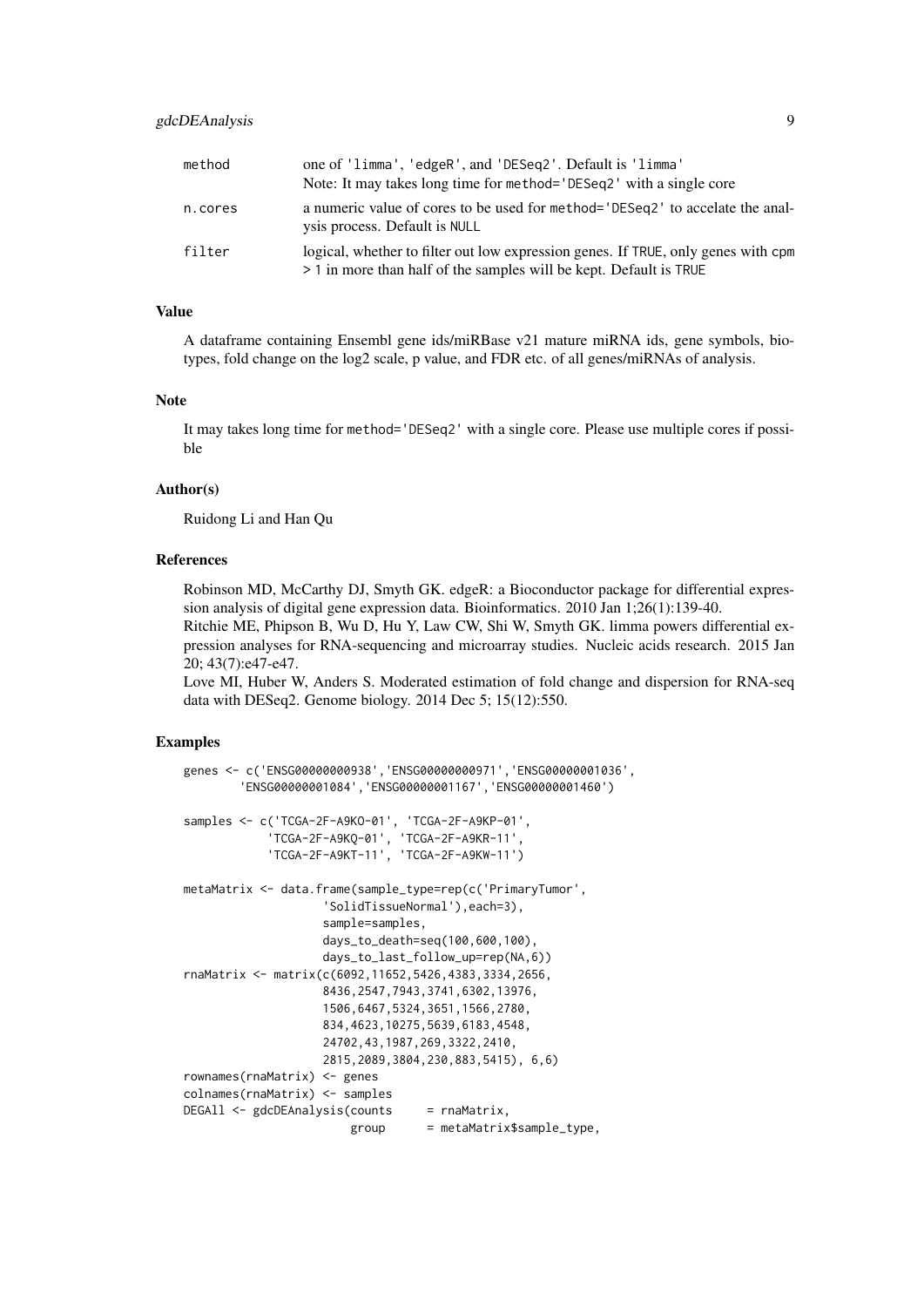| | |
|---|---|
| method | one of 'limma', 'edgeR', and 'DESeq2'. Default is 'limma' Note: It may takes long time for method='DESeq2' with a single core |
| n.cores | a numeric value of cores to be used for method='DESeq2' to accelate the analysis process. Default is NULL |
| filter | logical, whether to filter out low expression genes. If TRUE, only genes with cpm > 1 in more than half of the samples will be kept. Default is TRUE |

## Value

A dataframe containing Ensembl gene ids/miRBase v21 mature miRNA ids, gene symbols, biotypes, fold change on the log2 scale, p value, and FDR etc. of all genes/miRNAs of analysis.

## Note

It may takes long time for method='DESeq2' with a single core. Please use multiple cores if possible

## Author(s)

Ruidong Li and Han Qu

## References

Robinson MD, McCarthy DJ, Smyth GK. edgeR: a Bioconductor package for differential expression analysis of digital gene expression data. Bioinformatics. 2010 Jan 1;26(1):139-40.
Ritchie ME, Phipson B, Wu D, Hu Y, Law CW, Shi W, Smyth GK. limma powers differential expression analyses for RNA-sequencing and microarray studies. Nucleic acids research. 2015 Jan 20; 43(7):e47-e47.
Love MI, Huber W, Anders S. Moderated estimation of fold change and dispersion for RNA-seq data with DESeq2. Genome biology. 2014 Dec 5; 15(12):550.

## Examples

```
genes <- c('ENSG00000000938','ENSG00000000971','ENSG00000001036',
       'ENSG00000001084','ENSG00000001167','ENSG00000001460')

samples <- c('TCGA-2F-A9KO-01', 'TCGA-2F-A9KP-01',
            'TCGA-2F-A9KQ-01', 'TCGA-2F-A9KR-11',
            'TCGA-2F-A9KT-11', 'TCGA-2F-A9KW-11')

metaMatrix <- data.frame(sample_type=rep(c('PrimaryTumor',
                    'SolidTissueNormal'),each=3),
                    sample=samples,
                    days_to_death=seq(100,600,100),
                    days_to_last_follow_up=rep(NA,6))
rnaMatrix <- matrix(c(6092,11652,5426,4383,3334,2656,
                    8436,2547,7943,3741,6302,13976,
                    1506,6467,5324,3651,1566,2780,
                    834,4623,10275,5639,6183,4548,
                    24702,43,1987,269,3322,2410,
                    2815,2089,3804,230,883,5415), 6,6)
rownames(rnaMatrix) <- genes
colnames(rnaMatrix) <- samples
DEGAll <- gdcDEAnalysis(counts     = rnaMatrix,
                        group      = metaMatrix$sample_type,
```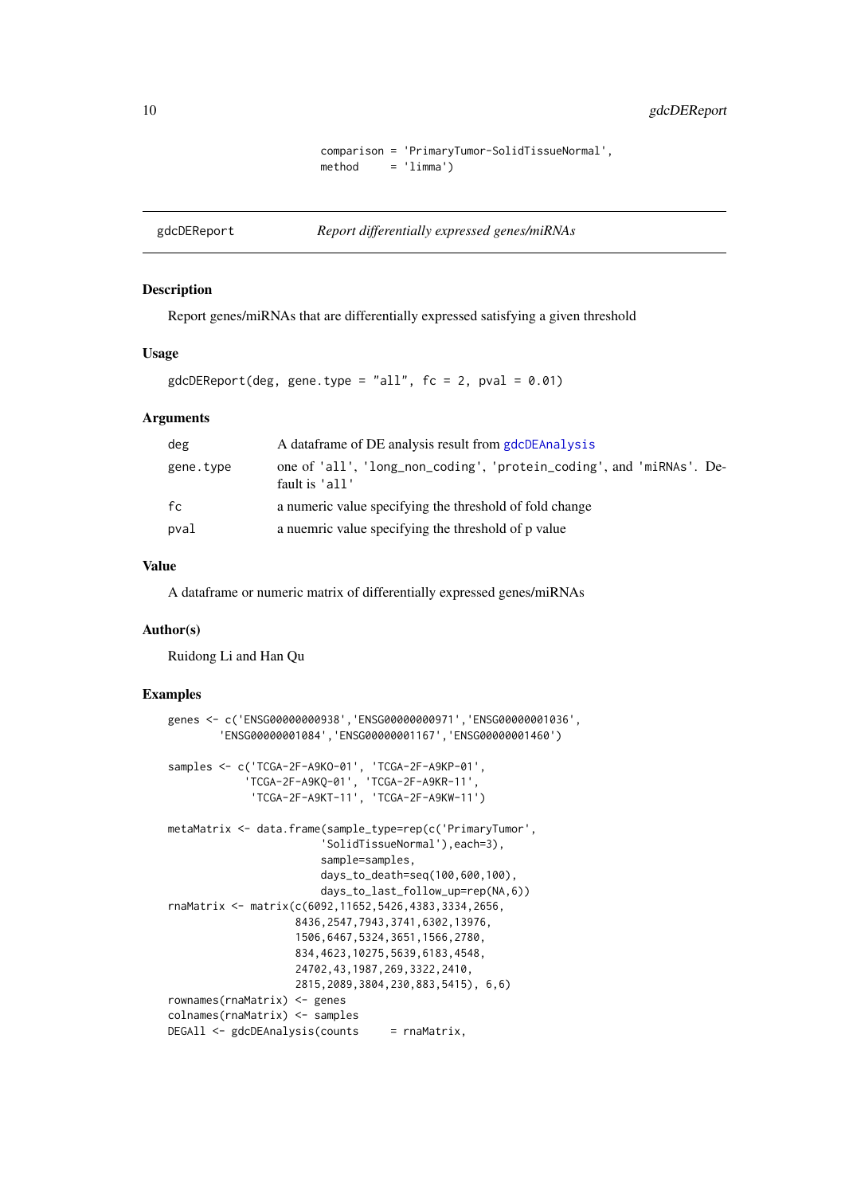```
                    comparison = 'PrimaryTumor-SolidTissueNormal',
                    method     = 'limma')
```

## gdcDEReport *Report differentially expressed genes/miRNAs*

### Description

Report genes/miRNAs that are differentially expressed satisfying a given threshold

### Usage

```
gdcDEReport(deg, gene.type = "all", fc = 2, pval = 0.01)
```

### Arguments

| | |
|---|---|
| deg | A dataframe of DE analysis result from gdcDEAnalysis |
| gene.type | one of 'all', 'long_non_coding', 'protein_coding', and 'miRNAs'. Default is 'all' |
| fc | a numeric value specifying the threshold of fold change |
| pval | a nuemric value specifying the threshold of p value |

### Value

A dataframe or numeric matrix of differentially expressed genes/miRNAs

### Author(s)

Ruidong Li and Han Qu

### Examples

```
genes <- c('ENSG00000000938','ENSG00000000971','ENSG00000001036',
        'ENSG00000001084','ENSG00000001167','ENSG00000001460')

samples <- c('TCGA-2F-A9KO-01', 'TCGA-2F-A9KP-01',
            'TCGA-2F-A9KQ-01', 'TCGA-2F-A9KR-11',
             'TCGA-2F-A9KT-11', 'TCGA-2F-A9KW-11')

metaMatrix <- data.frame(sample_type=rep(c('PrimaryTumor',
                        'SolidTissueNormal'),each=3),
                        sample=samples,
                        days_to_death=seq(100,600,100),
                        days_to_last_follow_up=rep(NA,6))
rnaMatrix <- matrix(c(6092,11652,5426,4383,3334,2656,
                    8436,2547,7943,3741,6302,13976,
                    1506,6467,5324,3651,1566,2780,
                    834,4623,10275,5639,6183,4548,
                    24702,43,1987,269,3322,2410,
                    2815,2089,3804,230,883,5415), 6,6)
rownames(rnaMatrix) <- genes
colnames(rnaMatrix) <- samples
DEGAll <- gdcDEAnalysis(counts     = rnaMatrix,
```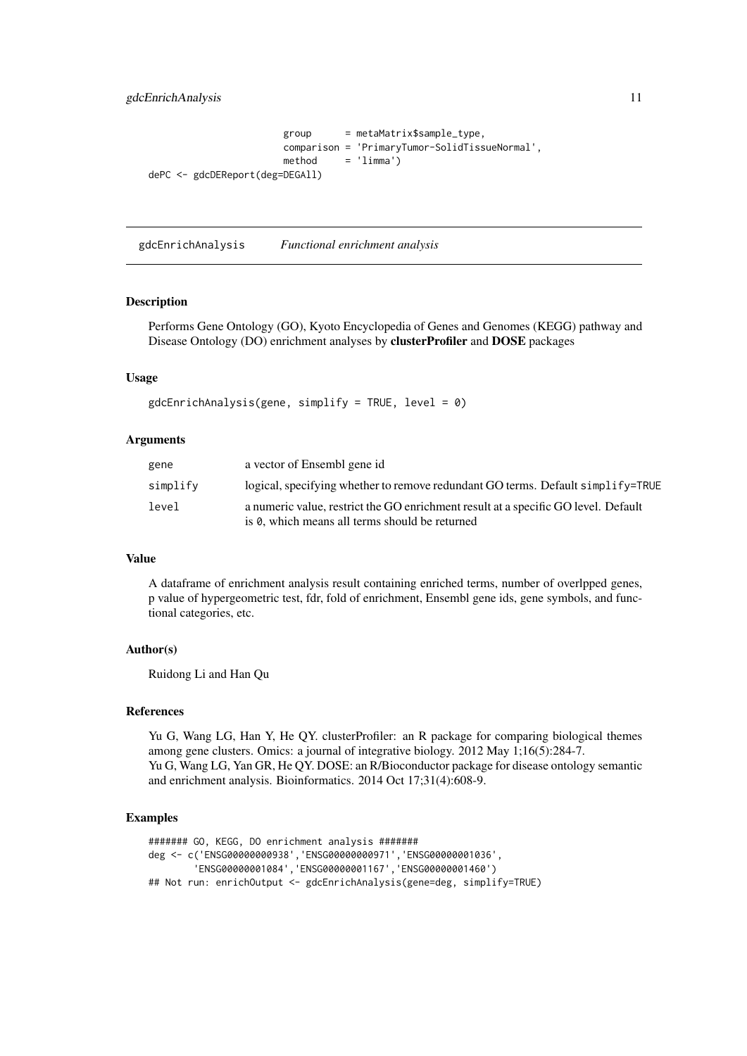```
                        group      = metaMatrix$sample_type,
                        comparison = 'PrimaryTumor-SolidTissueNormal',
                        method     = 'limma')
dePC <- gdcDEReport(deg=DEGAll)
```

## gdcEnrichAnalysis    *Functional enrichment analysis*

### Description

Performs Gene Ontology (GO), Kyoto Encyclopedia of Genes and Genomes (KEGG) pathway and Disease Ontology (DO) enrichment analyses by **clusterProfiler** and **DOSE** packages

### Usage

```
gdcEnrichAnalysis(gene, simplify = TRUE, level = 0)
```

### Arguments

| | |
|---|---|
| gene | a vector of Ensembl gene id |
| simplify | logical, specifying whether to remove redundant GO terms. Default simplify=TRUE |
| level | a numeric value, restrict the GO enrichment result at a specific GO level. Default is 0, which means all terms should be returned |

### Value

A dataframe of enrichment analysis result containing enriched terms, number of overlpped genes, p value of hypergeometric test, fdr, fold of enrichment, Ensembl gene ids, gene symbols, and functional categories, etc.

### Author(s)

Ruidong Li and Han Qu

### References

Yu G, Wang LG, Han Y, He QY. clusterProfiler: an R package for comparing biological themes among gene clusters. Omics: a journal of integrative biology. 2012 May 1;16(5):284-7.
Yu G, Wang LG, Yan GR, He QY. DOSE: an R/Bioconductor package for disease ontology semantic and enrichment analysis. Bioinformatics. 2014 Oct 17;31(4):608-9.

### Examples

```
####### GO, KEGG, DO enrichment analysis #######
deg <- c('ENSG00000000938','ENSG00000000971','ENSG00000001036',
        'ENSG00000001084','ENSG00000001167','ENSG00000001460')
## Not run: enrichOutput <- gdcEnrichAnalysis(gene=deg, simplify=TRUE)
```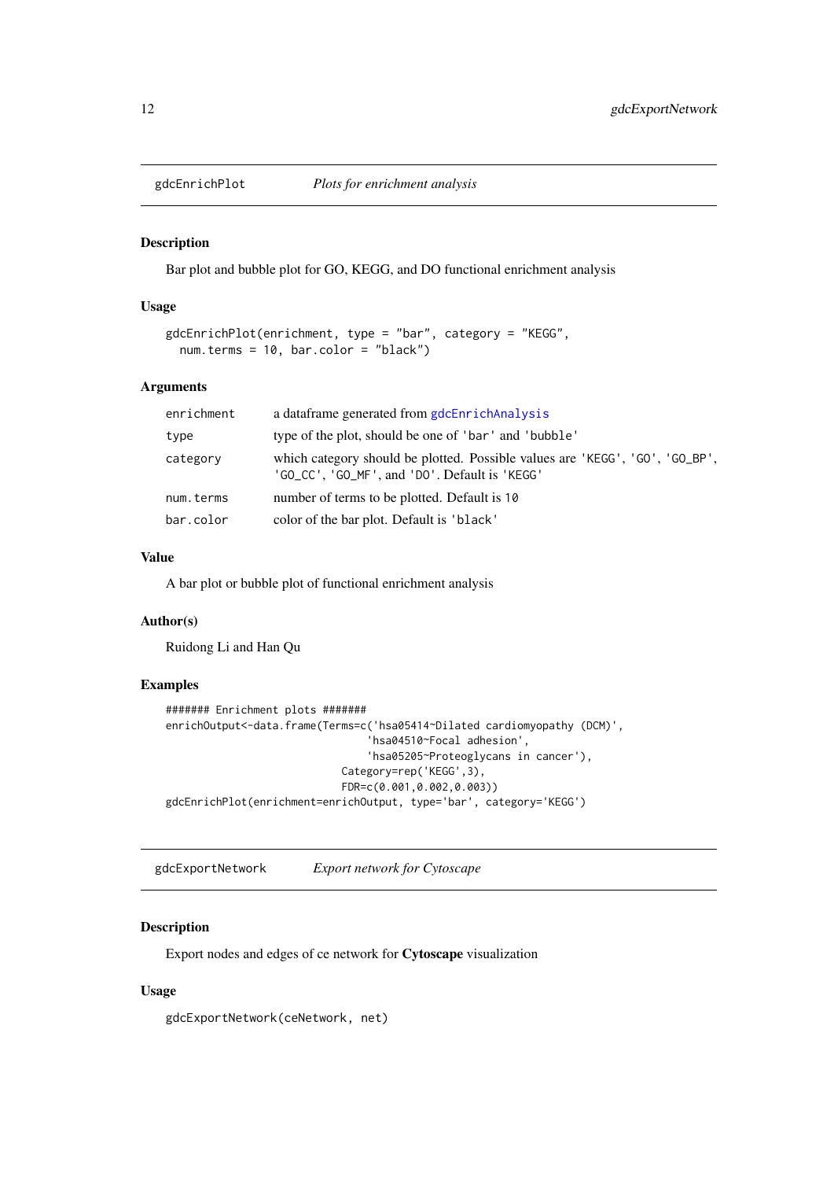## gdcEnrichPlot *Plots for enrichment analysis*

### Description

Bar plot and bubble plot for GO, KEGG, and DO functional enrichment analysis

### Usage

```
gdcEnrichPlot(enrichment, type = "bar", category = "KEGG",
  num.terms = 10, bar.color = "black")
```

### Arguments

| | |
|---|---|
| enrichment | a dataframe generated from gdcEnrichAnalysis |
| type | type of the plot, should be one of 'bar' and 'bubble' |
| category | which category should be plotted. Possible values are 'KEGG', 'GO', 'GO_BP', 'GO_CC', 'GO_MF', and 'DO'. Default is 'KEGG' |
| num.terms | number of terms to be plotted. Default is 10 |
| bar.color | color of the bar plot. Default is 'black' |

### Value

A bar plot or bubble plot of functional enrichment analysis

### Author(s)

Ruidong Li and Han Qu

### Examples

```
####### Enrichment plots #######
enrichOutput<-data.frame(Terms=c('hsa05414~Dilated cardiomyopathy (DCM)',
                                 'hsa04510~Focal adhesion',
                                 'hsa05205~Proteoglycans in cancer'),
                            Category=rep('KEGG',3),
                            FDR=c(0.001,0.002,0.003))
gdcEnrichPlot(enrichment=enrichOutput, type='bar', category='KEGG')
```

## gdcExportNetwork *Export network for Cytoscape*

### Description

Export nodes and edges of ce network for **Cytoscape** visualization

### Usage

```
gdcExportNetwork(ceNetwork, net)
```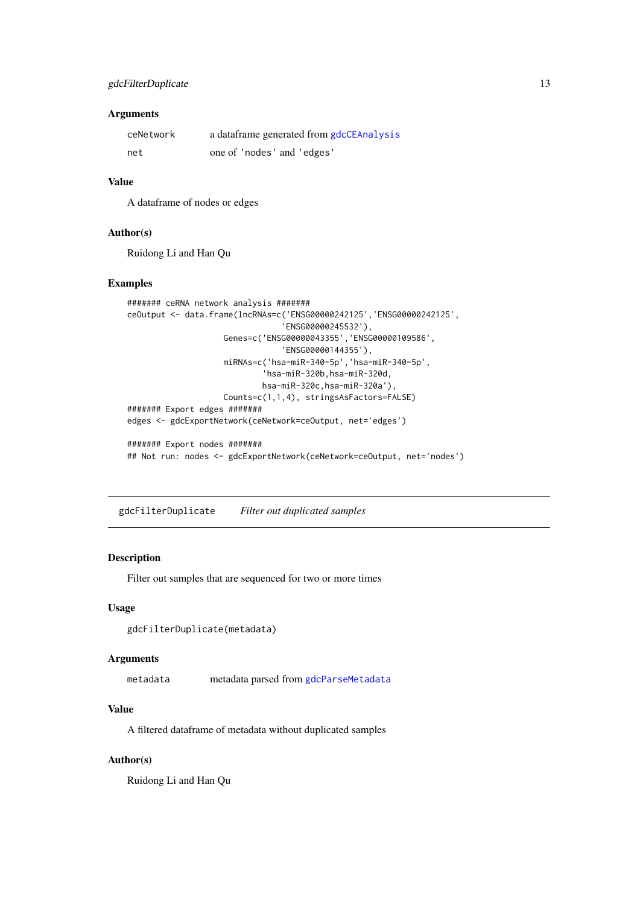### Arguments

| | |
|---|---|
| `ceNetwork` | a dataframe generated from `gdcCEAnalysis` |
| `net` | one of 'nodes' and 'edges' |

### Value

A dataframe of nodes or edges

### Author(s)

Ruidong Li and Han Qu

### Examples

```
####### ceRNA network analysis #######
ceOutput <- data.frame(lncRNAs=c('ENSG00000242125','ENSG00000242125',
                                 'ENSG00000245532'),
                       Genes=c('ENSG00000043355','ENSG00000109586',
                               'ENSG00000144355'),
                       miRNAs=c('hsa-miR-340-5p','hsa-miR-340-5p',
                                'hsa-miR-320b,hsa-miR-320d,
                                hsa-miR-320c,hsa-miR-320a'),
                       Counts=c(1,1,4), stringsAsFactors=FALSE)
####### Export edges #######
edges <- gdcExportNetwork(ceNetwork=ceOutput, net='edges')

####### Export nodes #######
## Not run: nodes <- gdcExportNetwork(ceNetwork=ceOutput, net='nodes')
```

---

## gdcFilterDuplicate — *Filter out duplicated samples*

### Description

Filter out samples that are sequenced for two or more times

### Usage

```
gdcFilterDuplicate(metadata)
```

### Arguments

| | |
|---|---|
| `metadata` | metadata parsed from `gdcParseMetadata` |

### Value

A filtered dataframe of metadata without duplicated samples

### Author(s)

Ruidong Li and Han Qu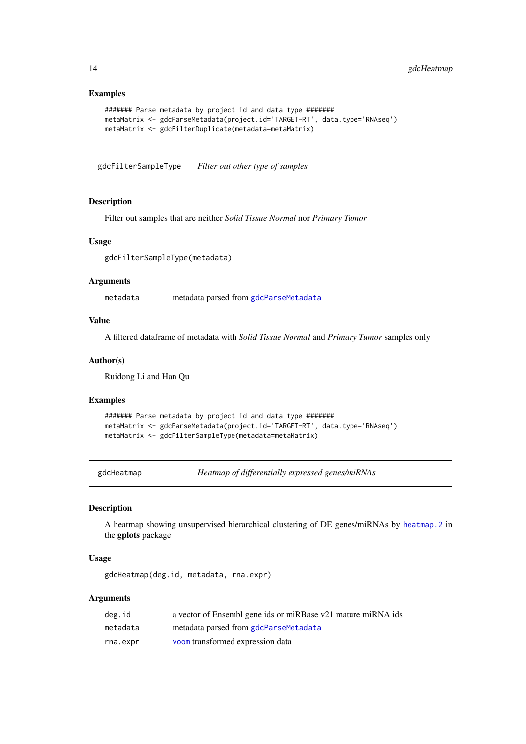### Examples

```
####### Parse metadata by project id and data type #######
metaMatrix <- gdcParseMetadata(project.id='TARGET-RT', data.type='RNAseq')
metaMatrix <- gdcFilterDuplicate(metadata=metaMatrix)
```

---

## gdcFilterSampleType — *Filter out other type of samples*

### Description

Filter out samples that are neither *Solid Tissue Normal* nor *Primary Tumor*

### Usage

```
gdcFilterSampleType(metadata)
```

### Arguments

| | |
|---|---|
| metadata | metadata parsed from gdcParseMetadata |

### Value

A filtered dataframe of metadata with *Solid Tissue Normal* and *Primary Tumor* samples only

### Author(s)

Ruidong Li and Han Qu

### Examples

```
####### Parse metadata by project id and data type #######
metaMatrix <- gdcParseMetadata(project.id='TARGET-RT', data.type='RNAseq')
metaMatrix <- gdcFilterSampleType(metadata=metaMatrix)
```

---

## gdcHeatmap — *Heatmap of differentially expressed genes/miRNAs*

### Description

A heatmap showing unsupervised hierarchical clustering of DE genes/miRNAs by heatmap.2 in the **gplots** package

### Usage

```
gdcHeatmap(deg.id, metadata, rna.expr)
```

### Arguments

| | |
|---|---|
| deg.id | a vector of Ensembl gene ids or miRBase v21 mature miRNA ids |
| metadata | metadata parsed from gdcParseMetadata |
| rna.expr | voom transformed expression data |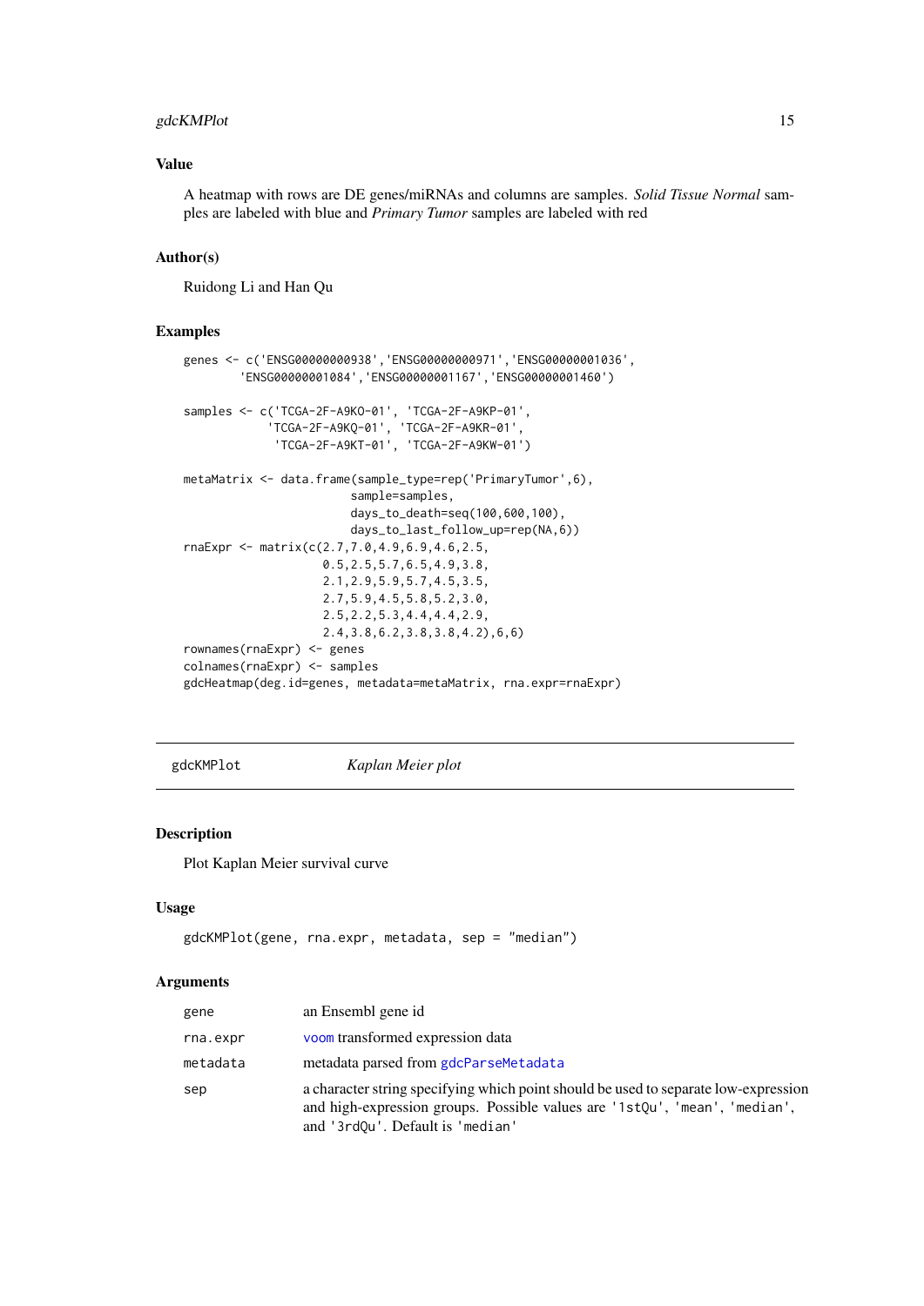## Value

A heatmap with rows are DE genes/miRNAs and columns are samples. *Solid Tissue Normal* samples are labeled with blue and *Primary Tumor* samples are labeled with red

## Author(s)

Ruidong Li and Han Qu

## Examples

```
genes <- c('ENSG00000000938','ENSG00000000971','ENSG00000001036',
        'ENSG00000001084','ENSG00000001167','ENSG00000001460')

samples <- c('TCGA-2F-A9KO-01', 'TCGA-2F-A9KP-01',
            'TCGA-2F-A9KQ-01', 'TCGA-2F-A9KR-01',
             'TCGA-2F-A9KT-01', 'TCGA-2F-A9KW-01')

metaMatrix <- data.frame(sample_type=rep('PrimaryTumor',6),
                        sample=samples,
                        days_to_death=seq(100,600,100),
                        days_to_last_follow_up=rep(NA,6))
rnaExpr <- matrix(c(2.7,7.0,4.9,6.9,4.6,2.5,
                    0.5,2.5,5.7,6.5,4.9,3.8,
                    2.1,2.9,5.9,5.7,4.5,3.5,
                    2.7,5.9,4.5,5.8,5.2,3.0,
                    2.5,2.2,5.3,4.4,4.4,2.9,
                    2.4,3.8,6.2,3.8,3.8,4.2),6,6)
rownames(rnaExpr) <- genes
colnames(rnaExpr) <- samples
gdcHeatmap(deg.id=genes, metadata=metaMatrix, rna.expr=rnaExpr)
```

---

# gdcKMPlot *Kaplan Meier plot*

## Description

Plot Kaplan Meier survival curve

## Usage

```
gdcKMPlot(gene, rna.expr, metadata, sep = "median")
```

## Arguments

| | |
|---|---|
| gene | an Ensembl gene id |
| rna.expr | voom transformed expression data |
| metadata | metadata parsed from gdcParseMetadata |
| sep | a character string specifying which point should be used to separate low-expression and high-expression groups. Possible values are '1stQu', 'mean', 'median', and '3rdQu'. Default is 'median' |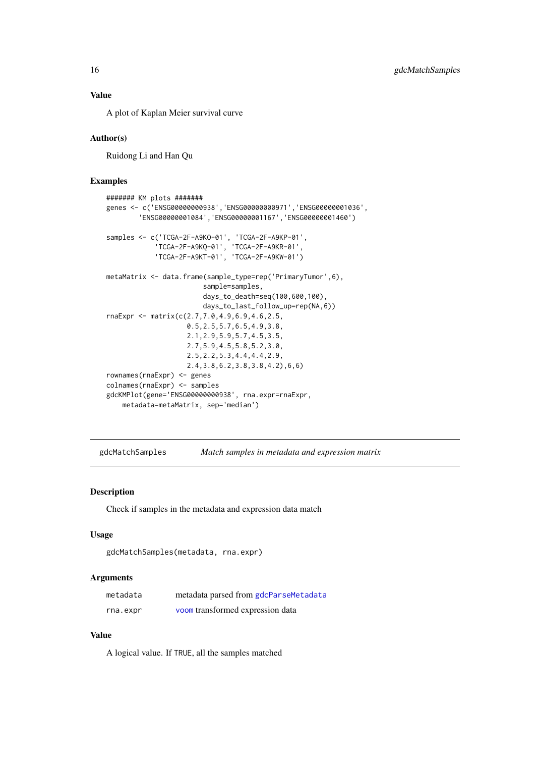### Value

A plot of Kaplan Meier survival curve

### Author(s)

Ruidong Li and Han Qu

### Examples

```
####### KM plots #######
genes <- c('ENSG00000000938','ENSG00000000971','ENSG00000001036',
        'ENSG00000001084','ENSG00000001167','ENSG00000001460')

samples <- c('TCGA-2F-A9KO-01', 'TCGA-2F-A9KP-01',
            'TCGA-2F-A9KQ-01', 'TCGA-2F-A9KR-01',
            'TCGA-2F-A9KT-01', 'TCGA-2F-A9KW-01')

metaMatrix <- data.frame(sample_type=rep('PrimaryTumor',6),
                        sample=samples,
                        days_to_death=seq(100,600,100),
                        days_to_last_follow_up=rep(NA,6))
rnaExpr <- matrix(c(2.7,7.0,4.9,6.9,4.6,2.5,
                    0.5,2.5,5.7,6.5,4.9,3.8,
                    2.1,2.9,5.9,5.7,4.5,3.5,
                    2.7,5.9,4.5,5.8,5.2,3.0,
                    2.5,2.2,5.3,4.4,4.4,2.9,
                    2.4,3.8,6.2,3.8,3.8,4.2),6,6)
rownames(rnaExpr) <- genes
colnames(rnaExpr) <- samples
gdcKMPlot(gene='ENSG00000000938', rna.expr=rnaExpr,
    metadata=metaMatrix, sep='median')
```

---

## gdcMatchSamples *Match samples in metadata and expression matrix*

---

### Description

Check if samples in the metadata and expression data match

### Usage

```
gdcMatchSamples(metadata, rna.expr)
```

### Arguments

| | |
|---|---|
| metadata | metadata parsed from gdcParseMetadata |
| rna.expr | voom transformed expression data |

### Value

A logical value. If TRUE, all the samples matched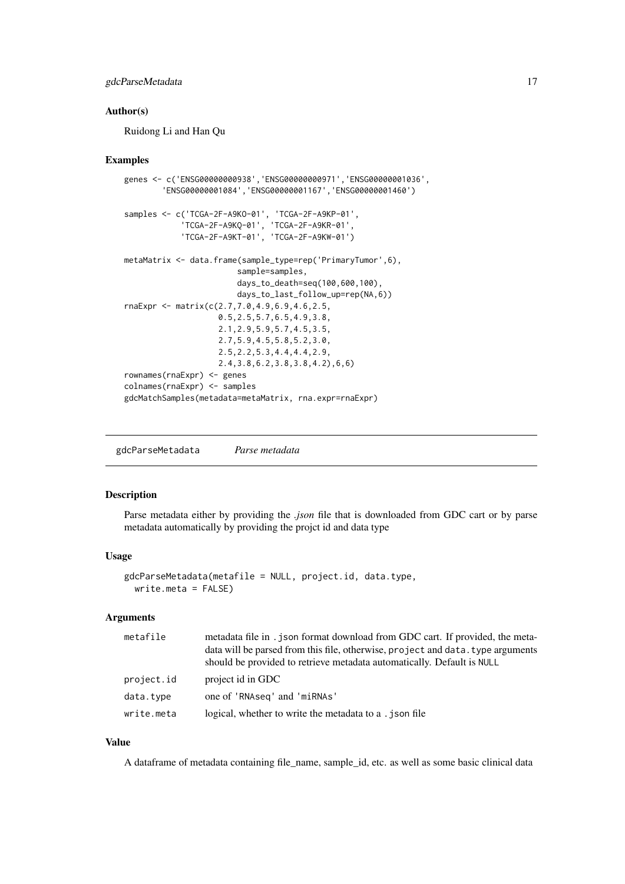### Author(s)

Ruidong Li and Han Qu

### Examples

```
genes <- c('ENSG00000000938','ENSG00000000971','ENSG00000001036',
       'ENSG00000001084','ENSG00000001167','ENSG00000001460')

samples <- c('TCGA-2F-A9KO-01', 'TCGA-2F-A9KP-01',
            'TCGA-2F-A9KQ-01', 'TCGA-2F-A9KR-01',
            'TCGA-2F-A9KT-01', 'TCGA-2F-A9KW-01')

metaMatrix <- data.frame(sample_type=rep('PrimaryTumor',6),
                        sample=samples,
                        days_to_death=seq(100,600,100),
                        days_to_last_follow_up=rep(NA,6))
rnaExpr <- matrix(c(2.7,7.0,4.9,6.9,4.6,2.5,
                   0.5,2.5,5.7,6.5,4.9,3.8,
                   2.1,2.9,5.9,5.7,4.5,3.5,
                   2.7,5.9,4.5,5.8,5.2,3.0,
                   2.5,2.2,5.3,4.4,4.4,2.9,
                   2.4,3.8,6.2,3.8,3.8,4.2),6,6)
rownames(rnaExpr) <- genes
colnames(rnaExpr) <- samples
gdcMatchSamples(metadata=metaMatrix, rna.expr=rnaExpr)
```

---

## gdcParseMetadata *Parse metadata*

### Description

Parse metadata either by providing the *.json* file that is downloaded from GDC cart or by parse metadata automatically by providing the projct id and data type

### Usage

```
gdcParseMetadata(metafile = NULL, project.id, data.type,
  write.meta = FALSE)
```

### Arguments

| | |
|---|---|
| metafile | metadata file in .json format download from GDC cart. If provided, the metadata will be parsed from this file, otherwise, project and data.type arguments should be provided to retrieve metadata automatically. Default is NULL |
| project.id | project id in GDC |
| data.type | one of 'RNAseq' and 'miRNAs' |
| write.meta | logical, whether to write the metadata to a .json file |

### Value

A dataframe of metadata containing file_name, sample_id, etc. as well as some basic clinical data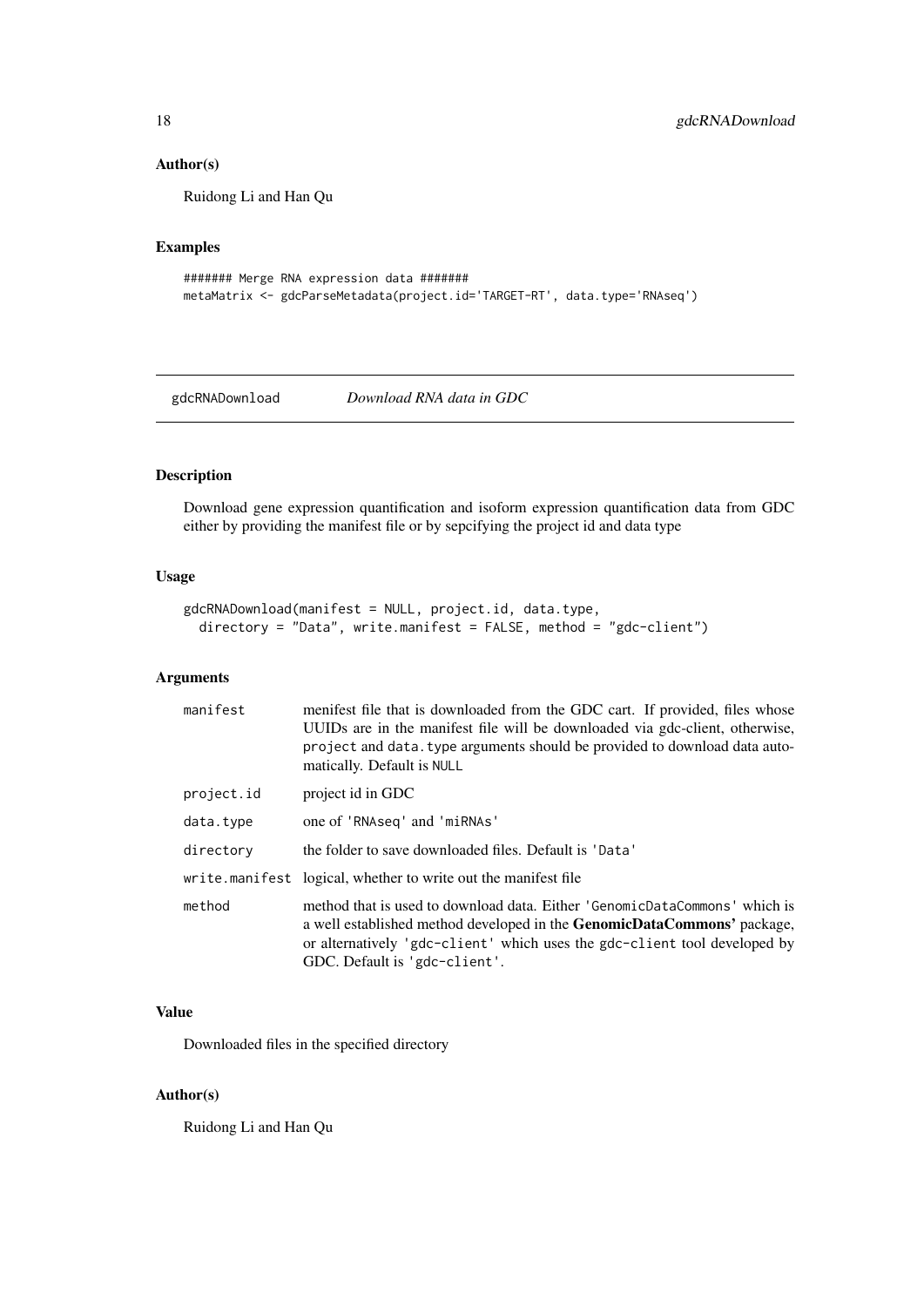### Author(s)

Ruidong Li and Han Qu

### Examples

```
####### Merge RNA expression data #######
metaMatrix <- gdcParseMetadata(project.id='TARGET-RT', data.type='RNAseq')
```

---

## gdcRNADownload *Download RNA data in GDC*

---

### Description

Download gene expression quantification and isoform expression quantification data from GDC either by providing the manifest file or by sepcifying the project id and data type

### Usage

```
gdcRNADownload(manifest = NULL, project.id, data.type,
  directory = "Data", write.manifest = FALSE, method = "gdc-client")
```

### Arguments

| | |
|---|---|
| manifest | menifest file that is downloaded from the GDC cart. If provided, files whose UUIDs are in the manifest file will be downloaded via gdc-client, otherwise, `project` and `data.type` arguments should be provided to download data automatically. Default is `NULL` |
| project.id | project id in GDC |
| data.type | one of `'RNAseq'` and `'miRNAs'` |
| directory | the folder to save downloaded files. Default is `'Data'` |
| write.manifest | logical, whether to write out the manifest file |
| method | method that is used to download data. Either `'GenomicDataCommons'` which is a well established method developed in the **GenomicDataCommons'** package, or alternatively `'gdc-client'` which uses the `gdc-client` tool developed by GDC. Default is `'gdc-client'`. |

### Value

Downloaded files in the specified directory

### Author(s)

Ruidong Li and Han Qu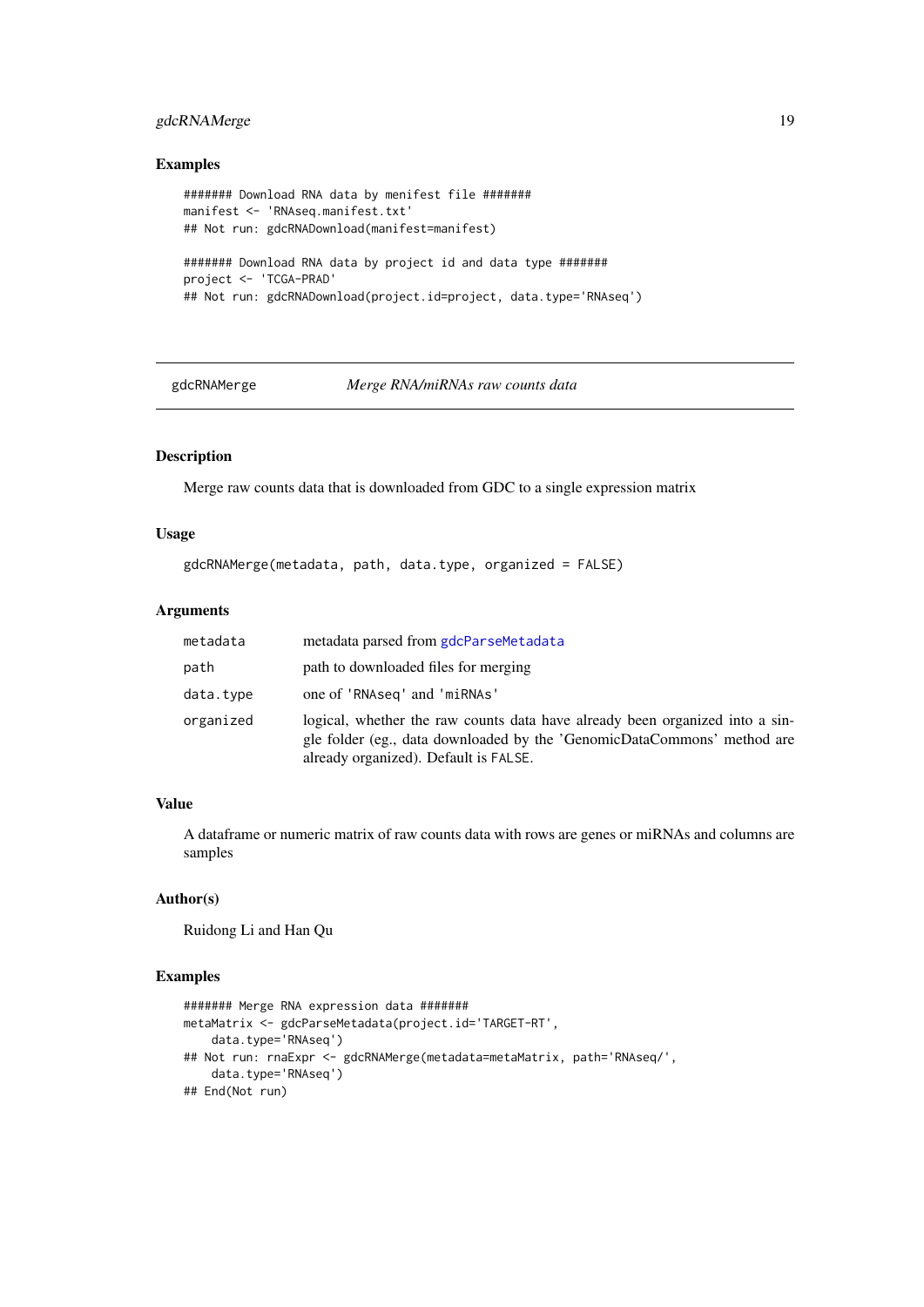### Examples

```
####### Download RNA data by menifest file #######
manifest <- 'RNAseq.manifest.txt'
## Not run: gdcRNADownload(manifest=manifest)

####### Download RNA data by project id and data type #######
project <- 'TCGA-PRAD'
## Not run: gdcRNADownload(project.id=project, data.type='RNAseq')
```

---

## gdcRNAMerge — *Merge RNA/miRNAs raw counts data*

---

### Description

Merge raw counts data that is downloaded from GDC to a single expression matrix

### Usage

```
gdcRNAMerge(metadata, path, data.type, organized = FALSE)
```

### Arguments

| | |
|---|---|
| `metadata` | metadata parsed from `gdcParseMetadata` |
| `path` | path to downloaded files for merging |
| `data.type` | one of 'RNAseq' and 'miRNAs' |
| `organized` | logical, whether the raw counts data have already been organized into a single folder (eg., data downloaded by the 'GenomicDataCommons' method are already organized). Default is `FALSE`. |

### Value

A dataframe or numeric matrix of raw counts data with rows are genes or miRNAs and columns are samples

### Author(s)

Ruidong Li and Han Qu

### Examples

```
####### Merge RNA expression data #######
metaMatrix <- gdcParseMetadata(project.id='TARGET-RT',
    data.type='RNAseq')
## Not run: rnaExpr <- gdcRNAMerge(metadata=metaMatrix, path='RNAseq/',
    data.type='RNAseq')
## End(Not run)
```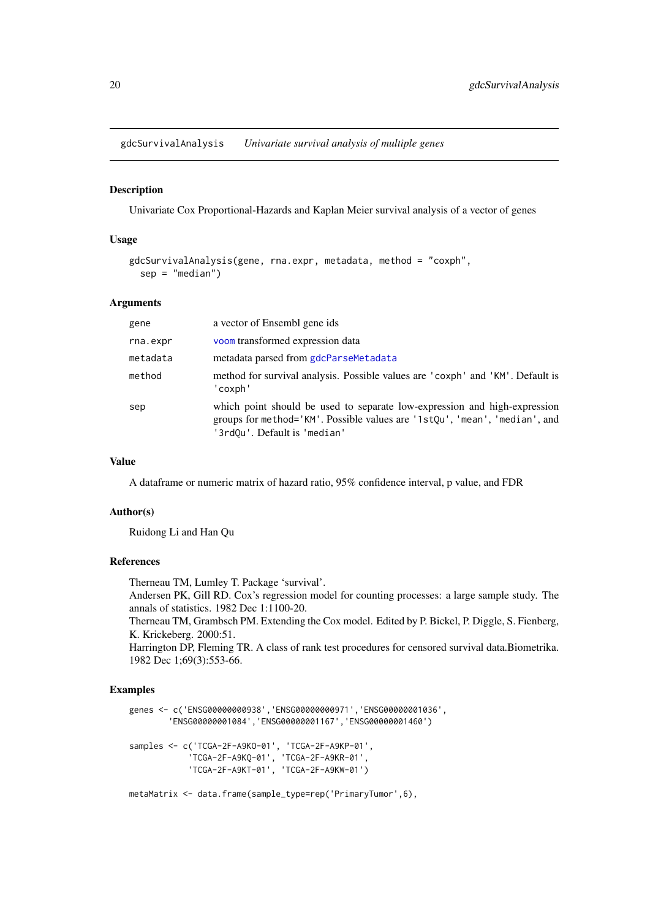## gdcSurvivalAnalysis *Univariate survival analysis of multiple genes*

### Description

Univariate Cox Proportional-Hazards and Kaplan Meier survival analysis of a vector of genes

### Usage

```
gdcSurvivalAnalysis(gene, rna.expr, metadata, method = "coxph",
  sep = "median")
```

### Arguments

| | |
|---|---|
| gene | a vector of Ensembl gene ids |
| rna.expr | voom transformed expression data |
| metadata | metadata parsed from gdcParseMetadata |
| method | method for survival analysis. Possible values are 'coxph' and 'KM'. Default is 'coxph' |
| sep | which point should be used to separate low-expression and high-expression groups for method='KM'. Possible values are '1stQu', 'mean', 'median', and '3rdQu'. Default is 'median' |

### Value

A dataframe or numeric matrix of hazard ratio, 95% confidence interval, p value, and FDR

### Author(s)

Ruidong Li and Han Qu

### References

Therneau TM, Lumley T. Package 'survival'.
Andersen PK, Gill RD. Cox's regression model for counting processes: a large sample study. The annals of statistics. 1982 Dec 1:1100-20.
Therneau TM, Grambsch PM. Extending the Cox model. Edited by P. Bickel, P. Diggle, S. Fienberg, K. Krickeberg. 2000:51.
Harrington DP, Fleming TR. A class of rank test procedures for censored survival data.Biometrika. 1982 Dec 1;69(3):553-66.

### Examples

```
genes <- c('ENSG00000000938','ENSG00000000971','ENSG00000001036',
        'ENSG00000001084','ENSG00000001167','ENSG00000001460')

samples <- c('TCGA-2F-A9KO-01', 'TCGA-2F-A9KP-01',
            'TCGA-2F-A9KQ-01', 'TCGA-2F-A9KR-01',
            'TCGA-2F-A9KT-01', 'TCGA-2F-A9KW-01')

metaMatrix <- data.frame(sample_type=rep('PrimaryTumor',6),
```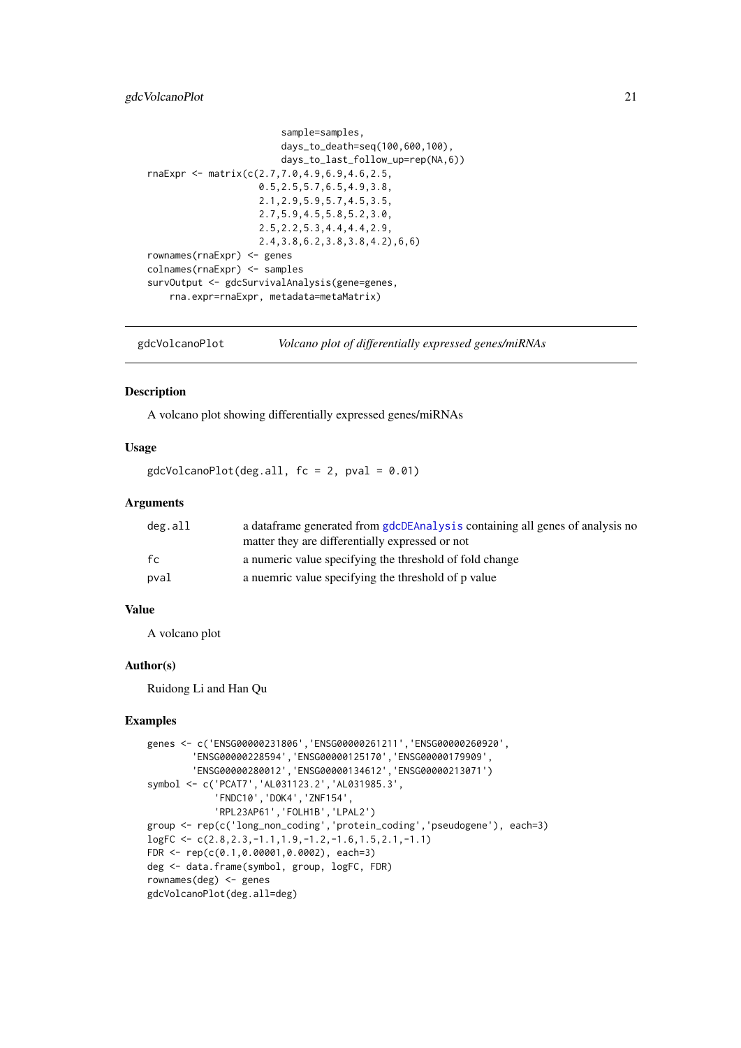```
                         sample=samples,
                         days_to_death=seq(100,600,100),
                         days_to_last_follow_up=rep(NA,6))
rnaExpr <- matrix(c(2.7,7.0,4.9,6.9,4.6,2.5,
                    0.5,2.5,5.7,6.5,4.9,3.8,
                    2.1,2.9,5.9,5.7,4.5,3.5,
                    2.7,5.9,4.5,5.8,5.2,3.0,
                    2.5,2.2,5.3,4.4,4.4,2.9,
                    2.4,3.8,6.2,3.8,3.8,4.2),6,6)
rownames(rnaExpr) <- genes
colnames(rnaExpr) <- samples
survOutput <- gdcSurvivalAnalysis(gene=genes,
    rna.expr=rnaExpr, metadata=metaMatrix)
```

## gdcVolcanoPlot — *Volcano plot of differentially expressed genes/miRNAs*

### Description

A volcano plot showing differentially expressed genes/miRNAs

### Usage

```
gdcVolcanoPlot(deg.all, fc = 2, pval = 0.01)
```

### Arguments

| | |
|---|---|
| deg.all | a dataframe generated from gdcDEAnalysis containing all genes of analysis no matter they are differentially expressed or not |
| fc | a numeric value specifying the threshold of fold change |
| pval | a nuemric value specifying the threshold of p value |

### Value

A volcano plot

### Author(s)

Ruidong Li and Han Qu

### Examples

```
genes <- c('ENSG00000231806','ENSG00000261211','ENSG00000260920',
        'ENSG00000228594','ENSG00000125170','ENSG00000179909',
        'ENSG00000280012','ENSG00000134612','ENSG00000213071')
symbol <- c('PCAT7','AL031123.2','AL031985.3',
            'FNDC10','DOK4','ZNF154',
            'RPL23AP61','FOLH1B','LPAL2')
group <- rep(c('long_non_coding','protein_coding','pseudogene'), each=3)
logFC <- c(2.8,2.3,-1.1,1.9,-1.2,-1.6,1.5,2.1,-1.1)
FDR <- rep(c(0.1,0.00001,0.0002), each=3)
deg <- data.frame(symbol, group, logFC, FDR)
rownames(deg) <- genes
gdcVolcanoPlot(deg.all=deg)
```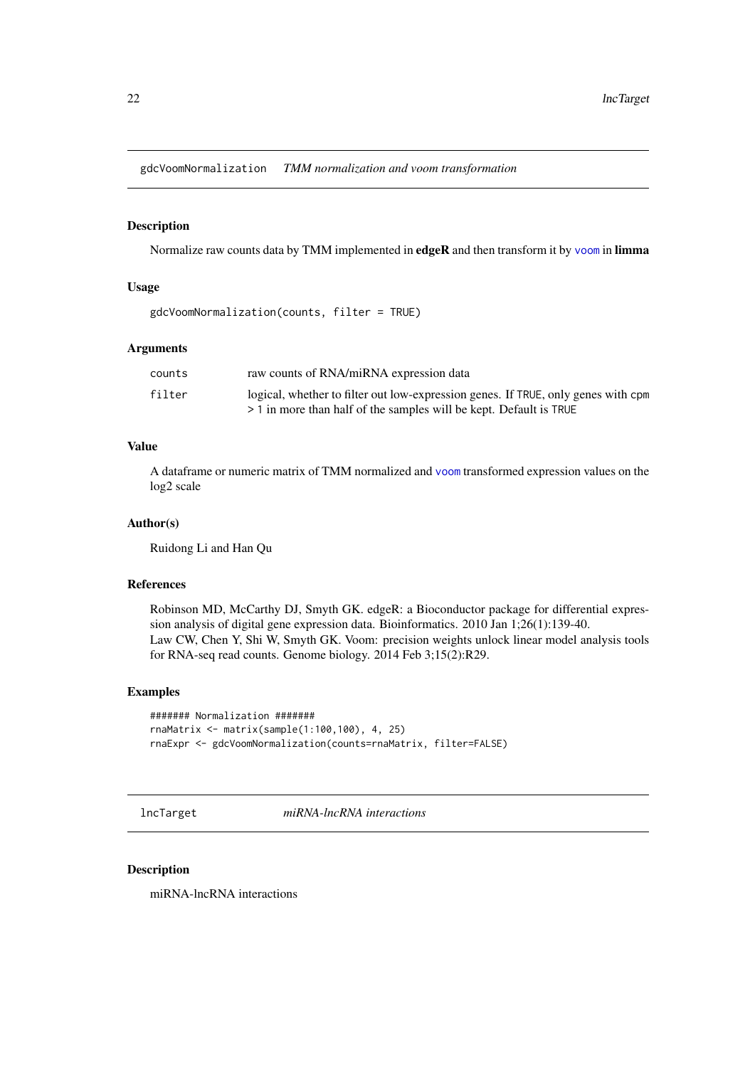## gdcVoomNormalization    *TMM normalization and voom transformation*

### Description

Normalize raw counts data by TMM implemented in **edgeR** and then transform it by `voom` in **limma**

### Usage

```
gdcVoomNormalization(counts, filter = TRUE)
```

### Arguments

| | |
|---|---|
| `counts` | raw counts of RNA/miRNA expression data |
| `filter` | logical, whether to filter out low-expression genes. If `TRUE`, only genes with `cpm` > 1 in more than half of the samples will be kept. Default is `TRUE` |

### Value

A dataframe or numeric matrix of TMM normalized and `voom` transformed expression values on the log2 scale

### Author(s)

Ruidong Li and Han Qu

### References

Robinson MD, McCarthy DJ, Smyth GK. edgeR: a Bioconductor package for differential expression analysis of digital gene expression data. Bioinformatics. 2010 Jan 1;26(1):139-40.
Law CW, Chen Y, Shi W, Smyth GK. Voom: precision weights unlock linear model analysis tools for RNA-seq read counts. Genome biology. 2014 Feb 3;15(2):R29.

### Examples

```
####### Normalization #######
rnaMatrix <- matrix(sample(1:100,100), 4, 25)
rnaExpr <- gdcVoomNormalization(counts=rnaMatrix, filter=FALSE)
```

## lncTarget    *miRNA-lncRNA interactions*

### Description

miRNA-lncRNA interactions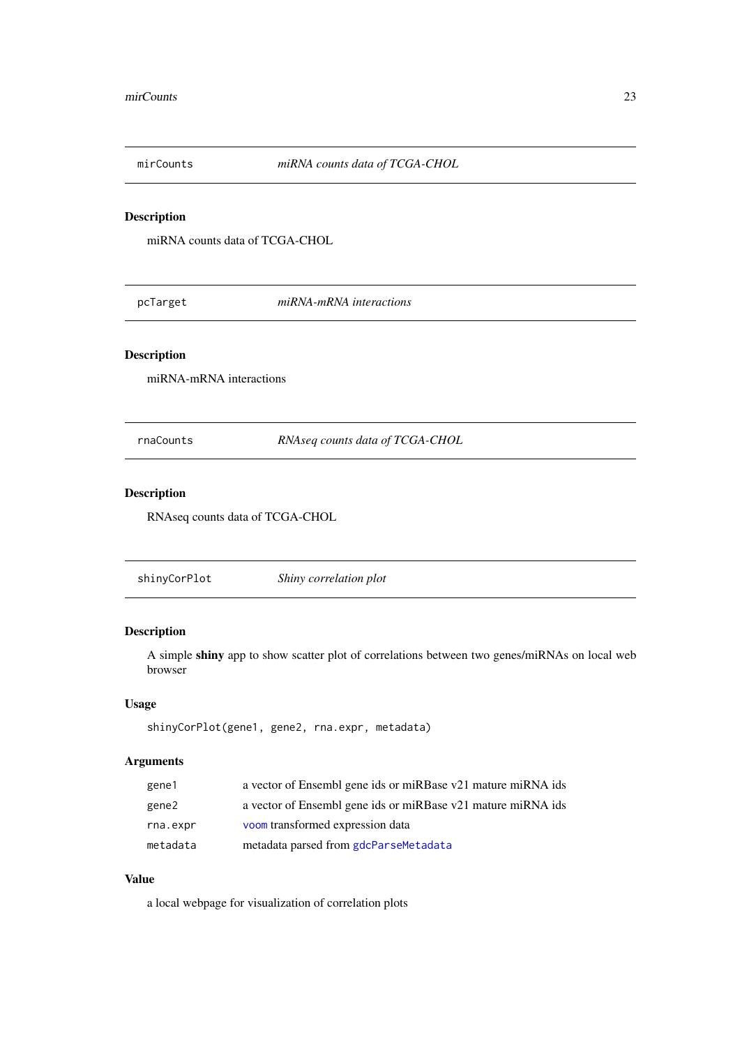## mirCounts — *miRNA counts data of TCGA-CHOL*

### Description

miRNA counts data of TCGA-CHOL

## pcTarget — *miRNA-mRNA interactions*

### Description

miRNA-mRNA interactions

## rnaCounts — *RNAseq counts data of TCGA-CHOL*

### Description

RNAseq counts data of TCGA-CHOL

## shinyCorPlot — *Shiny correlation plot*

### Description

A simple **shiny** app to show scatter plot of correlations between two genes/miRNAs on local web browser

### Usage

```
shinyCorPlot(gene1, gene2, rna.expr, metadata)
```

### Arguments

| | |
|---|---|
| gene1 | a vector of Ensembl gene ids or miRBase v21 mature miRNA ids |
| gene2 | a vector of Ensembl gene ids or miRBase v21 mature miRNA ids |
| rna.expr | `voom` transformed expression data |
| metadata | metadata parsed from `gdcParseMetadata` |

### Value

a local webpage for visualization of correlation plots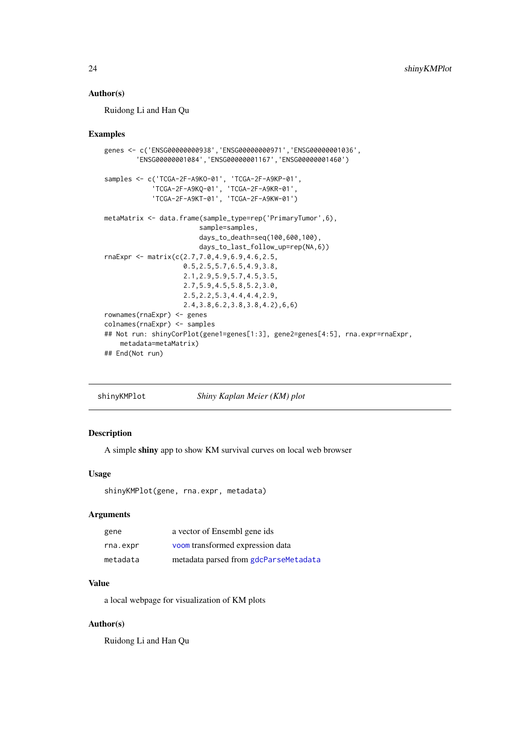### Author(s)

Ruidong Li and Han Qu

### Examples

```
genes <- c('ENSG00000000938','ENSG00000000971','ENSG00000001036',
        'ENSG00000001084','ENSG00000001167','ENSG00000001460')

samples <- c('TCGA-2F-A9KO-01', 'TCGA-2F-A9KP-01',
            'TCGA-2F-A9KQ-01', 'TCGA-2F-A9KR-01',
            'TCGA-2F-A9KT-01', 'TCGA-2F-A9KW-01')

metaMatrix <- data.frame(sample_type=rep('PrimaryTumor',6),
                        sample=samples,
                        days_to_death=seq(100,600,100),
                        days_to_last_follow_up=rep(NA,6))
rnaExpr <- matrix(c(2.7,7.0,4.9,6.9,4.6,2.5,
                    0.5,2.5,5.7,6.5,4.9,3.8,
                    2.1,2.9,5.9,5.7,4.5,3.5,
                    2.7,5.9,4.5,5.8,5.2,3.0,
                    2.5,2.2,5.3,4.4,4.4,2.9,
                    2.4,3.8,6.2,3.8,3.8,4.2),6,6)
rownames(rnaExpr) <- genes
colnames(rnaExpr) <- samples
## Not run: shinyCorPlot(gene1=genes[1:3], gene2=genes[4:5], rna.expr=rnaExpr,
    metadata=metaMatrix)
## End(Not run)
```

---

## shinyKMPlot — *Shiny Kaplan Meier (KM) plot*

### Description

A simple **shiny** app to show KM survival curves on local web browser

### Usage

```
shinyKMPlot(gene, rna.expr, metadata)
```

### Arguments

| | |
|---|---|
| gene | a vector of Ensembl gene ids |
| rna.expr | voom transformed expression data |
| metadata | metadata parsed from gdcParseMetadata |

### Value

a local webpage for visualization of KM plots

### Author(s)

Ruidong Li and Han Qu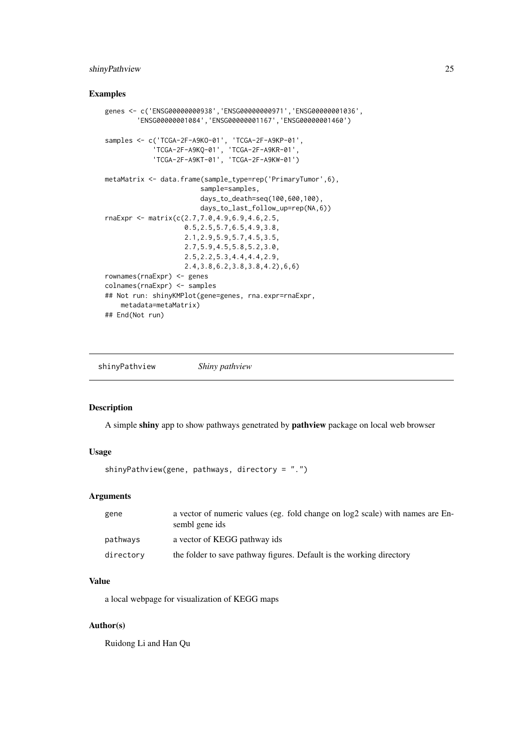## Examples

```
genes <- c('ENSG00000000938','ENSG00000000971','ENSG00000001036',
        'ENSG00000001084','ENSG00000001167','ENSG00000001460')

samples <- c('TCGA-2F-A9KO-01', 'TCGA-2F-A9KP-01',
            'TCGA-2F-A9KQ-01', 'TCGA-2F-A9KR-01',
            'TCGA-2F-A9KT-01', 'TCGA-2F-A9KW-01')

metaMatrix <- data.frame(sample_type=rep('PrimaryTumor',6),
                        sample=samples,
                        days_to_death=seq(100,600,100),
                        days_to_last_follow_up=rep(NA,6))
rnaExpr <- matrix(c(2.7,7.0,4.9,6.9,4.6,2.5,
                   0.5,2.5,5.7,6.5,4.9,3.8,
                   2.1,2.9,5.9,5.7,4.5,3.5,
                   2.7,5.9,4.5,5.8,5.2,3.0,
                   2.5,2.2,5.3,4.4,4.4,2.9,
                   2.4,3.8,6.2,3.8,3.8,4.2),6,6)
rownames(rnaExpr) <- genes
colnames(rnaExpr) <- samples
## Not run: shinyKMPlot(gene=genes, rna.expr=rnaExpr,
   metadata=metaMatrix)
## End(Not run)
```

---

# shinyPathview &nbsp;&nbsp;&nbsp; *Shiny pathview*

## Description

A simple **shiny** app to show pathways genetrated by **pathview** package on local web browser

## Usage

```
shinyPathview(gene, pathways, directory = ".")
```

## Arguments

| | |
|---|---|
| gene | a vector of numeric values (eg. fold change on log2 scale) with names are Ensembl gene ids |
| pathways | a vector of KEGG pathway ids |
| directory | the folder to save pathway figures. Default is the working directory |

## Value

a local webpage for visualization of KEGG maps

## Author(s)

Ruidong Li and Han Qu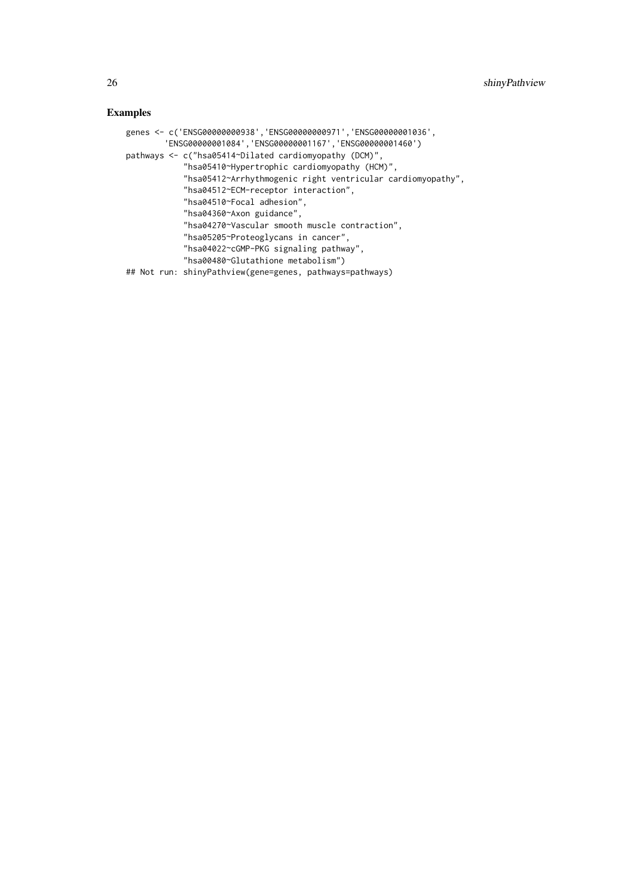## Examples

```
genes <- c('ENSG00000000938','ENSG00000000971','ENSG00000001036',
        'ENSG00000001084','ENSG00000001167','ENSG00000001460')
pathways <- c("hsa05414~Dilated cardiomyopathy (DCM)",
            "hsa05410~Hypertrophic cardiomyopathy (HCM)",
            "hsa05412~Arrhythmogenic right ventricular cardiomyopathy",
            "hsa04512~ECM-receptor interaction",
            "hsa04510~Focal adhesion",
            "hsa04360~Axon guidance",
            "hsa04270~Vascular smooth muscle contraction",
            "hsa05205~Proteoglycans in cancer",
            "hsa04022~cGMP-PKG signaling pathway",
            "hsa00480~Glutathione metabolism")
## Not run: shinyPathview(gene=genes, pathways=pathways)
```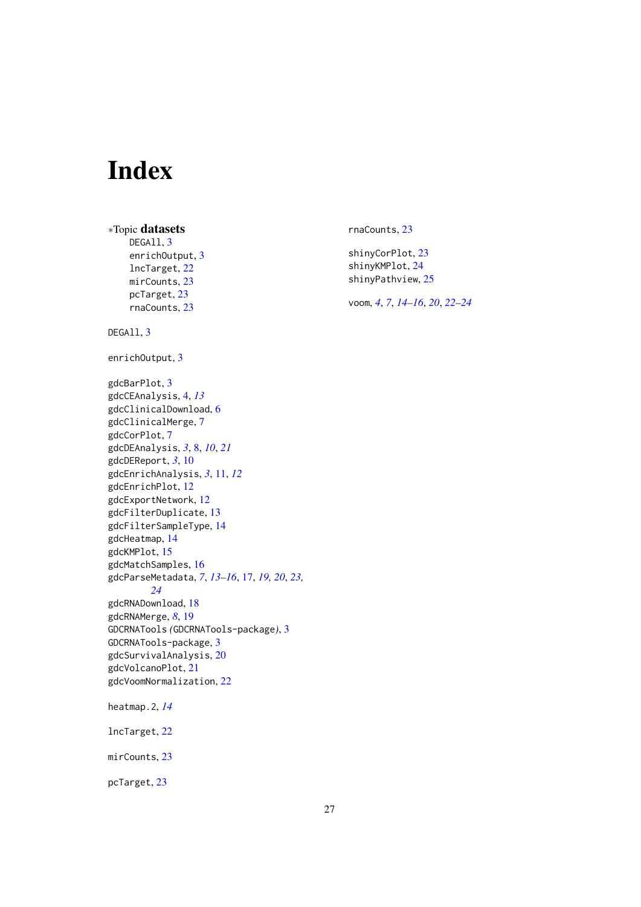# Index

*Topic **datasets**
- DEGAll, 3
- enrichOutput, 3
- lncTarget, 22
- mirCounts, 23
- pcTarget, 23
- rnaCounts, 23

DEGAll, 3

enrichOutput, 3

gdcBarPlot, 3
gdcCEAnalysis, 4, *13*
gdcClinicalDownload, 6
gdcClinicalMerge, 7
gdcCorPlot, 7
gdcDEAnalysis, *3*, 8, *10*, *21*
gdcDEReport, *3*, 10
gdcEnrichAnalysis, *3*, 11, *12*
gdcEnrichPlot, 12
gdcExportNetwork, 12
gdcFilterDuplicate, 13
gdcFilterSampleType, 14
gdcHeatmap, 14
gdcKMPlot, 15
gdcMatchSamples, 16
gdcParseMetadata, *7*, *13–16*, 17, *19*, *20*, *23*, *24*
gdcRNADownload, 18
gdcRNAMerge, *8*, 19
GDCRNATools *(*GDCRNATools-package*)*, 3
GDCRNATools-package, 3
gdcSurvivalAnalysis, 20
gdcVolcanoPlot, 21
gdcVoomNormalization, 22

heatmap.2, *14*

lncTarget, 22

mirCounts, 23

pcTarget, 23

rnaCounts, 23

shinyCorPlot, 23
shinyKMPlot, 24
shinyPathview, 25

voom, *4*, *7*, *14–16*, *20*, *22–24*